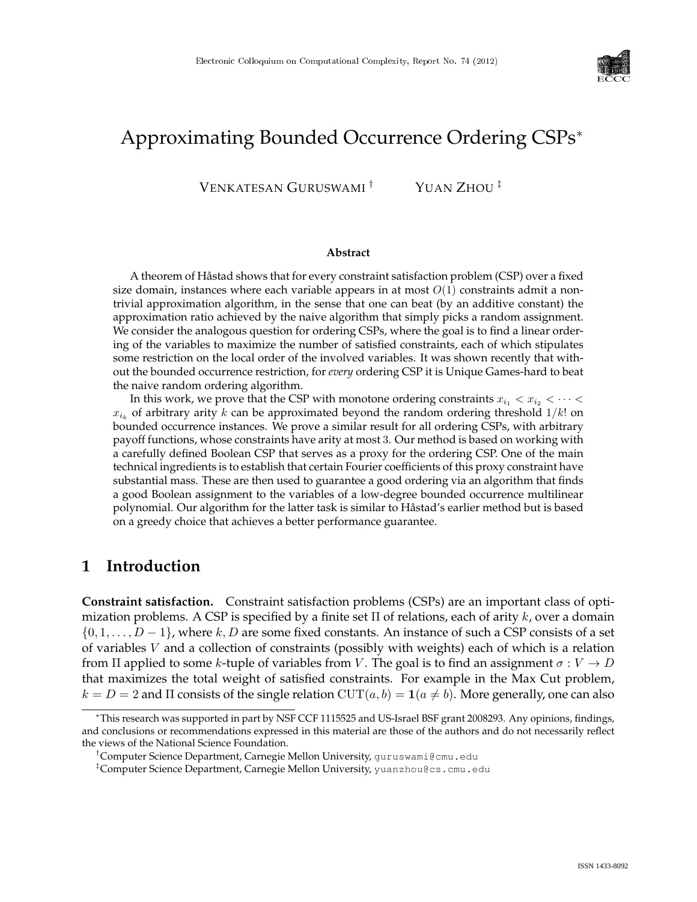# Approximating Bounded Occurrence Ordering CSPs*

VENKATESAN GURUSWAMI [†] YUAN ZHOU [‡]

**Abstract**

A theorem of Håstad shows that for every constraint satisfaction problem (CSP) over a fixed size domain, instances where each variable appears in at most $O(1)$ constraints admit a nontrivial approximation algorithm, in the sense that one can beat (by an additive constant) the approximation ratio achieved by the naive algorithm that simply picks a random assignment. We consider the analogous question for ordering CSPs, where the goal is to find a linear ordering of the variables to maximize the number of satisfied constraints, each of which stipulates some restriction on the local order of the involved variables. It was shown recently that without the bounded occurrence restriction, for *every* ordering CSP it is Unique Games-hard to beat the naive random ordering algorithm.

In this work, we prove that the CSP with monotone ordering constraints $x_{i_1} < x_{i_2} < \cdots < x_{i_k}$ of arbitrary arity $k$ can be approximated beyond the random ordering threshold $1/k!$ on bounded occurrence instances. We prove a similar result for all ordering CSPs, with arbitrary payoff functions, whose constraints have arity at most 3. Our method is based on working with a carefully defined Boolean CSP that serves as a proxy for the ordering CSP. One of the main technical ingredients is to establish that certain Fourier coefficients of this proxy constraint have substantial mass. These are then used to guarantee a good ordering via an algorithm that finds a good Boolean assignment to the variables of a low-degree bounded occurrence multilinear polynomial. Our algorithm for the latter task is similar to Håstad's earlier method but is based on a greedy choice that achieves a better performance guarantee.

## 1 Introduction

**Constraint satisfaction.** Constraint satisfaction problems (CSPs) are an important class of optimization problems. A CSP is specified by a finite set $\Pi$ of relations, each of arity $k$, over a domain $\{0, 1, \ldots, D-1\}$, where $k, D$ are some fixed constants. An instance of such a CSP consists of a set of variables $V$ and a collection of constraints (possibly with weights) each of which is a relation from $\Pi$ applied to some $k$-tuple of variables from $V$. The goal is to find an assignment $\sigma : V \to D$ that maximizes the total weight of satisfied constraints. For example in the Max Cut problem, $k = D = 2$ and $\Pi$ consists of the single relation $\mathrm{CUT}(a, b) = \mathbf{1}(a \neq b)$. More generally, one can also

---

*This research was supported in part by NSF CCF 1115525 and US-Israel BSF grant 2008293. Any opinions, findings, and conclusions or recommendations expressed in this material are those of the authors and do not necessarily reflect the views of the National Science Foundation.

†Computer Science Department, Carnegie Mellon University, guruswami@cmu.edu

‡Computer Science Department, Carnegie Mellon University, yuanzhou@cs.cmu.edu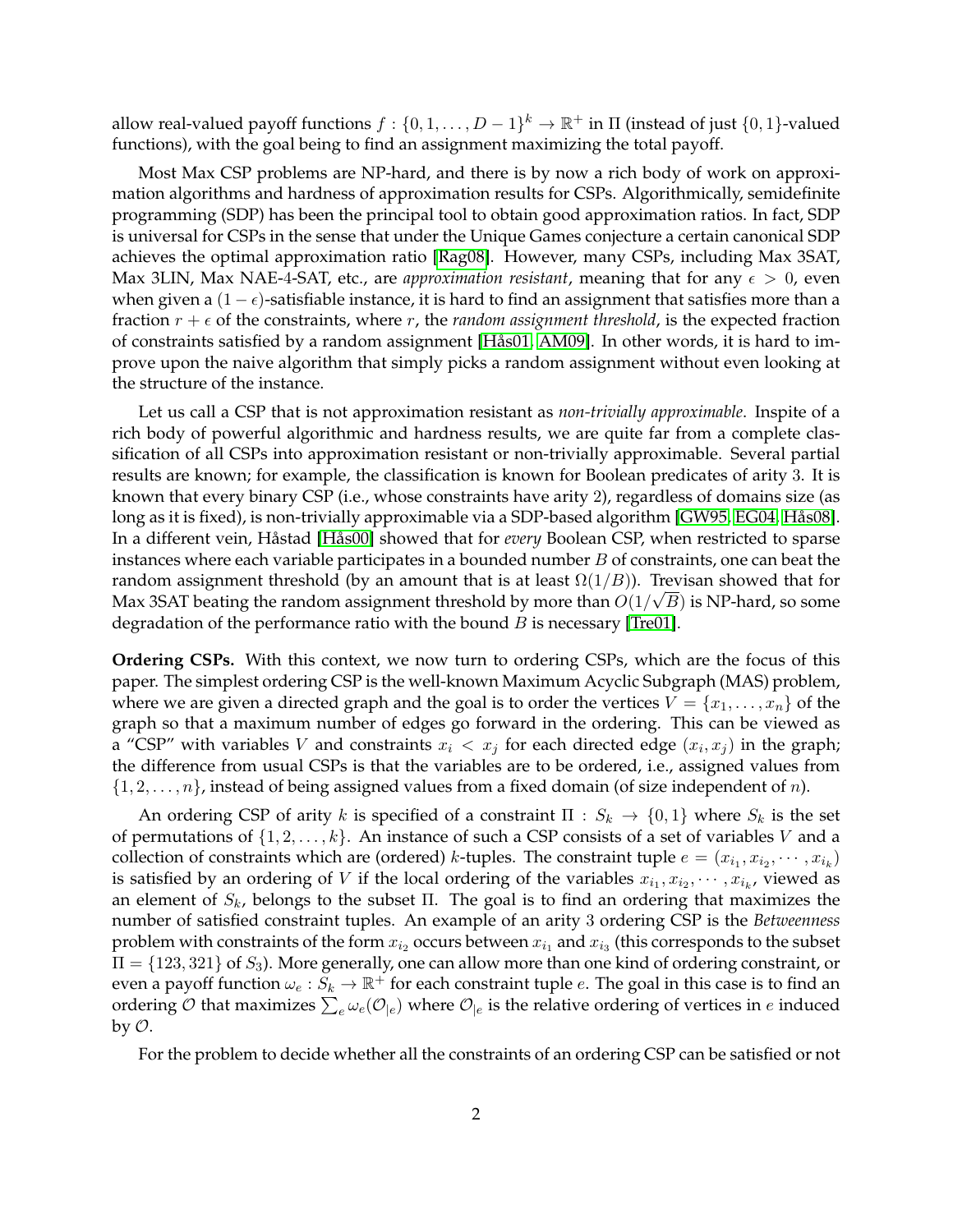allow real-valued payoff functions $f : \{0, 1, \ldots, D-1\}^k \to \mathbb{R}^+$ in $\Pi$ (instead of just $\{0,1\}$-valued functions), with the goal being to find an assignment maximizing the total payoff.

Most Max CSP problems are NP-hard, and there is by now a rich body of work on approximation algorithms and hardness of approximation results for CSPs. Algorithmically, semidefinite programming (SDP) has been the principal tool to obtain good approximation ratios. In fact, SDP is universal for CSPs in the sense that under the Unique Games conjecture a certain canonical SDP achieves the optimal approximation ratio [Rag08]. However, many CSPs, including Max 3SAT, Max 3LIN, Max NAE-4-SAT, etc., are *approximation resistant*, meaning that for any $\epsilon > 0$, even when given a $(1-\epsilon)$-satisfiable instance, it is hard to find an assignment that satisfies more than a fraction $r + \epsilon$ of the constraints, where $r$, the *random assignment threshold*, is the expected fraction of constraints satisfied by a random assignment [Hås01, AM09]. In other words, it is hard to improve upon the naive algorithm that simply picks a random assignment without even looking at the structure of the instance.

Let us call a CSP that is not approximation resistant as *non-trivially approximable*. Inspite of a rich body of powerful algorithmic and hardness results, we are quite far from a complete classification of all CSPs into approximation resistant or non-trivially approximable. Several partial results are known; for example, the classification is known for Boolean predicates of arity 3. It is known that every binary CSP (i.e., whose constraints have arity 2), regardless of domains size (as long as it is fixed), is non-trivially approximable via a SDP-based algorithm [GW95, EG04, Hås08]. In a different vein, Håstad [Hås00] showed that for *every* Boolean CSP, when restricted to sparse instances where each variable participates in a bounded number $B$ of constraints, one can beat the random assignment threshold (by an amount that is at least $\Omega(1/B)$). Trevisan showed that for Max 3SAT beating the random assignment threshold by more than $O(1/\sqrt{B})$ is NP-hard, so some degradation of the performance ratio with the bound $B$ is necessary [Tre01].

**Ordering CSPs.** With this context, we now turn to ordering CSPs, which are the focus of this paper. The simplest ordering CSP is the well-known Maximum Acyclic Subgraph (MAS) problem, where we are given a directed graph and the goal is to order the vertices $V = \{x_1, \ldots, x_n\}$ of the graph so that a maximum number of edges go forward in the ordering. This can be viewed as a "CSP" with variables $V$ and constraints $x_i < x_j$ for each directed edge $(x_i, x_j)$ in the graph; the difference from usual CSPs is that the variables are to be ordered, i.e., assigned values from $\{1, 2, \ldots, n\}$, instead of being assigned values from a fixed domain (of size independent of $n$).

An ordering CSP of arity $k$ is specified of a constraint $\Pi : S_k \to \{0,1\}$ where $S_k$ is the set of permutations of $\{1, 2, \ldots, k\}$. An instance of such a CSP consists of a set of variables $V$ and a collection of constraints which are (ordered) $k$-tuples. The constraint tuple $e = (x_{i_1}, x_{i_2}, \cdots, x_{i_k})$ is satisfied by an ordering of $V$ if the local ordering of the variables $x_{i_1}, x_{i_2}, \cdots, x_{i_k}$, viewed as an element of $S_k$, belongs to the subset $\Pi$. The goal is to find an ordering that maximizes the number of satisfied constraint tuples. An example of an arity 3 ordering CSP is the *Betweenness* problem with constraints of the form $x_{i_2}$ occurs between $x_{i_1}$ and $x_{i_3}$ (this corresponds to the subset $\Pi = \{123, 321\}$ of $S_3$). More generally, one can allow more than one kind of ordering constraint, or even a payoff function $\omega_e : S_k \to \mathbb{R}^+$ for each constraint tuple $e$. The goal in this case is to find an ordering $\mathcal{O}$ that maximizes $\sum_e \omega_e(\mathcal{O}_{|e})$ where $\mathcal{O}_{|e}$ is the relative ordering of vertices in $e$ induced by $\mathcal{O}$.

For the problem to decide whether all the constraints of an ordering CSP can be satisfied or not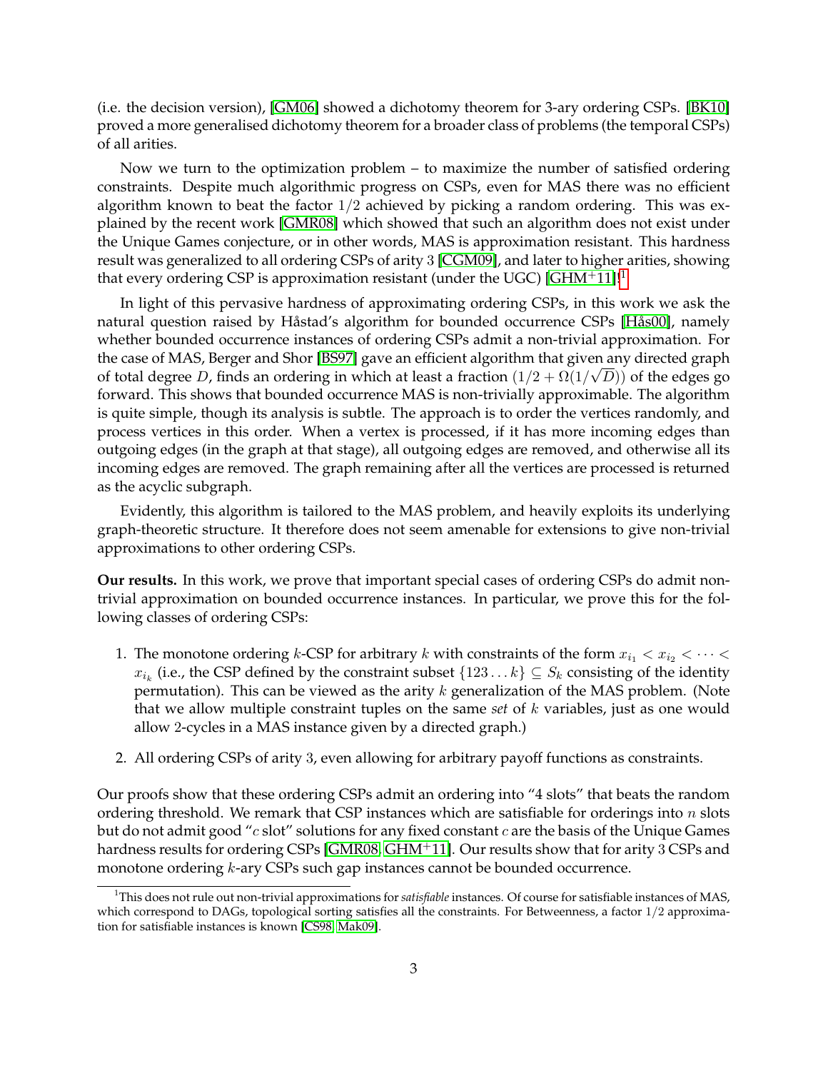(i.e. the decision version), [GM06] showed a dichotomy theorem for 3-ary ordering CSPs. [BK10] proved a more generalised dichotomy theorem for a broader class of problems (the temporal CSPs) of all arities.

Now we turn to the optimization problem – to maximize the number of satisfied ordering constraints. Despite much algorithmic progress on CSPs, even for MAS there was no efficient algorithm known to beat the factor $1/2$ achieved by picking a random ordering. This was explained by the recent work [GMR08] which showed that such an algorithm does not exist under the Unique Games conjecture, or in other words, MAS is approximation resistant. This hardness result was generalized to all ordering CSPs of arity 3 [CGM09], and later to higher arities, showing that every ordering CSP is approximation resistant (under the UGC) [GHM+11]![1]

In light of this pervasive hardness of approximating ordering CSPs, in this work we ask the natural question raised by Håstad's algorithm for bounded occurrence CSPs [Hås00], namely whether bounded occurrence instances of ordering CSPs admit a non-trivial approximation. For the case of MAS, Berger and Shor [BS97] gave an efficient algorithm that given any directed graph of total degree $D$, finds an ordering in which at least a fraction $(1/2 + \Omega(1/\sqrt{D}))$ of the edges go forward. This shows that bounded occurrence MAS is non-trivially approximable. The algorithm is quite simple, though its analysis is subtle. The approach is to order the vertices randomly, and process vertices in this order. When a vertex is processed, if it has more incoming edges than outgoing edges (in the graph at that stage), all outgoing edges are removed, and otherwise all its incoming edges are removed. The graph remaining after all the vertices are processed is returned as the acyclic subgraph.

Evidently, this algorithm is tailored to the MAS problem, and heavily exploits its underlying graph-theoretic structure. It therefore does not seem amenable for extensions to give non-trivial approximations to other ordering CSPs.

**Our results.** In this work, we prove that important special cases of ordering CSPs do admit non-trivial approximation on bounded occurrence instances. In particular, we prove this for the following classes of ordering CSPs:

1. The monotone ordering $k$-CSP for arbitrary $k$ with constraints of the form $x_{i_1} < x_{i_2} < \cdots < x_{i_k}$ (i.e., the CSP defined by the constraint subset $\{123\ldots k\} \subseteq S_k$ consisting of the identity permutation). This can be viewed as the arity $k$ generalization of the MAS problem. (Note that we allow multiple constraint tuples on the same *set* of $k$ variables, just as one would allow 2-cycles in a MAS instance given by a directed graph.)
2. All ordering CSPs of arity 3, even allowing for arbitrary payoff functions as constraints.

Our proofs show that these ordering CSPs admit an ordering into "4 slots" that beats the random ordering threshold. We remark that CSP instances which are satisfiable for orderings into $n$ slots but do not admit good "$c$ slot" solutions for any fixed constant $c$ are the basis of the Unique Games hardness results for ordering CSPs [GMR08, GHM+11]. Our results show that for arity 3 CSPs and monotone ordering $k$-ary CSPs such gap instances cannot be bounded occurrence.

[1] This does not rule out non-trivial approximations for *satisfiable* instances. Of course for satisfiable instances of MAS, which correspond to DAGs, topological sorting satisfies all the constraints. For Betweenness, a factor $1/2$ approximation for satisfiable instances is known [CS98, Mak09].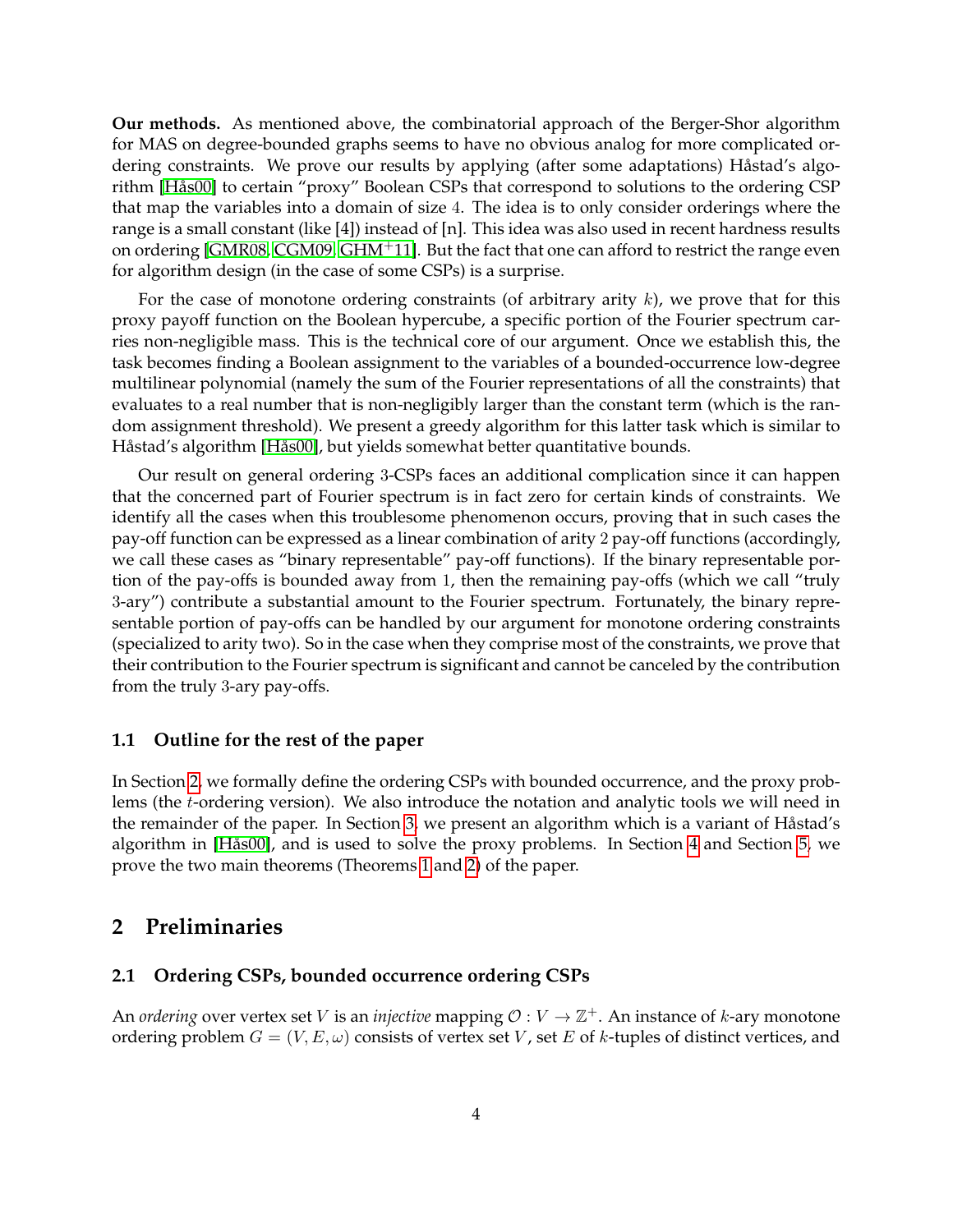**Our methods.** As mentioned above, the combinatorial approach of the Berger-Shor algorithm for MAS on degree-bounded graphs seems to have no obvious analog for more complicated ordering constraints. We prove our results by applying (after some adaptations) Håstad's algorithm [Hås00] to certain "proxy" Boolean CSPs that correspond to solutions to the ordering CSP that map the variables into a domain of size $4$. The idea is to only consider orderings where the range is a small constant (like [4]) instead of [n]. This idea was also used in recent hardness results on ordering [GMR08, CGM09, GHM+11]. But the fact that one can afford to restrict the range even for algorithm design (in the case of some CSPs) is a surprise.

For the case of monotone ordering constraints (of arbitrary arity $k$), we prove that for this proxy payoff function on the Boolean hypercube, a specific portion of the Fourier spectrum carries non-negligible mass. This is the technical core of our argument. Once we establish this, the task becomes finding a Boolean assignment to the variables of a bounded-occurrence low-degree multilinear polynomial (namely the sum of the Fourier representations of all the constraints) that evaluates to a real number that is non-negligibly larger than the constant term (which is the random assignment threshold). We present a greedy algorithm for this latter task which is similar to Håstad's algorithm [Hås00], but yields somewhat better quantitative bounds.

Our result on general ordering $3$-CSPs faces an additional complication since it can happen that the concerned part of Fourier spectrum is in fact zero for certain kinds of constraints. We identify all the cases when this troublesome phenomenon occurs, proving that in such cases the pay-off function can be expressed as a linear combination of arity $2$ pay-off functions (accordingly, we call these cases as "binary representable" pay-off functions). If the binary representable portion of the pay-offs is bounded away from $1$, then the remaining pay-offs (which we call "truly $3$-ary") contribute a substantial amount to the Fourier spectrum. Fortunately, the binary representable portion of pay-offs can be handled by our argument for monotone ordering constraints (specialized to arity two). So in the case when they comprise most of the constraints, we prove that their contribution to the Fourier spectrum is significant and cannot be canceled by the contribution from the truly $3$-ary pay-offs.

### 1.1 Outline for the rest of the paper

In Section 2, we formally define the ordering CSPs with bounded occurrence, and the proxy problems (the $t$-ordering version). We also introduce the notation and analytic tools we will need in the remainder of the paper. In Section 3, we present an algorithm which is a variant of Håstad's algorithm in [Hås00], and is used to solve the proxy problems. In Section 4 and Section 5, we prove the two main theorems (Theorems 1 and 2) of the paper.

## 2 Preliminaries

### 2.1 Ordering CSPs, bounded occurrence ordering CSPs

An *ordering* over vertex set $V$ is an *injective* mapping $\mathcal{O} : V \to \mathbb{Z}^+$. An instance of $k$-ary monotone ordering problem $G = (V, E, \omega)$ consists of vertex set $V$, set $E$ of $k$-tuples of distinct vertices, and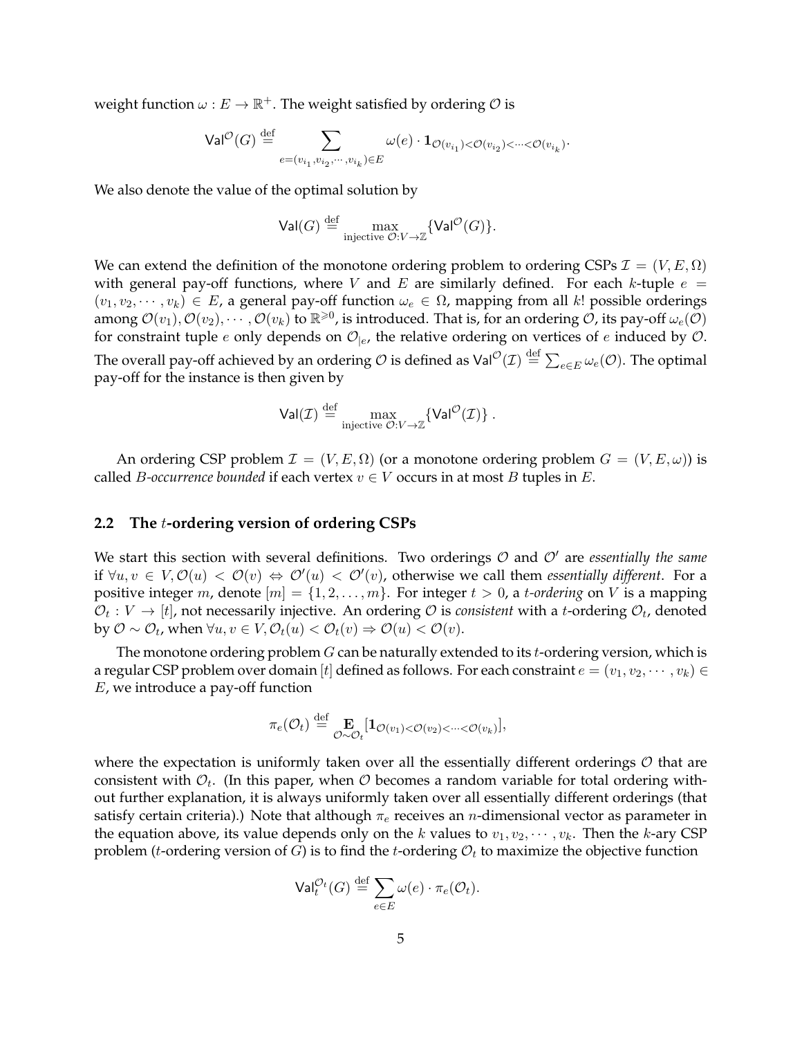weight function $\omega : E \to \mathbb{R}^+$. The weight satisfied by ordering $\mathcal{O}$ is

$$\mathsf{Val}^{\mathcal{O}}(G) \stackrel{\text{def}}{=} \sum_{e=(v_{i_1}, v_{i_2}, \cdots, v_{i_k}) \in E} \omega(e) \cdot \mathbf{1}_{\mathcal{O}(v_{i_1}) < \mathcal{O}(v_{i_2}) < \cdots < \mathcal{O}(v_{i_k})}.$$

We also denote the value of the optimal solution by

$$\mathsf{Val}(G) \stackrel{\text{def}}{=} \max_{\text{injective } \mathcal{O}: V \to \mathbb{Z}} \{\mathsf{Val}^{\mathcal{O}}(G)\}.$$

We can extend the definition of the monotone ordering problem to ordering CSPs $\mathcal{I} = (V, E, \Omega)$ with general pay-off functions, where $V$ and $E$ are similarly defined. For each $k$-tuple $e = (v_1, v_2, \cdots, v_k) \in E$, a general pay-off function $\omega_e \in \Omega$, mapping from all $k!$ possible orderings among $\mathcal{O}(v_1), \mathcal{O}(v_2), \cdots, \mathcal{O}(v_k)$ to $\mathbb{R}^{\geqslant 0}$, is introduced. That is, for an ordering $\mathcal{O}$, its pay-off $\omega_e(\mathcal{O})$ for constraint tuple $e$ only depends on $\mathcal{O}_{|e}$, the relative ordering on vertices of $e$ induced by $\mathcal{O}$. The overall pay-off achieved by an ordering $\mathcal{O}$ is defined as $\mathsf{Val}^{\mathcal{O}}(\mathcal{I}) \stackrel{\text{def}}{=} \sum_{e \in E} \omega_e(\mathcal{O})$. The optimal pay-off for the instance is then given by

$$\mathsf{Val}(\mathcal{I}) \stackrel{\text{def}}{=} \max_{\text{injective } \mathcal{O}: V \to \mathbb{Z}} \{\mathsf{Val}^{\mathcal{O}}(\mathcal{I})\}.$$

An ordering CSP problem $\mathcal{I} = (V, E, \Omega)$ (or a monotone ordering problem $G = (V, E, \omega)$) is called *$B$-occurrence bounded* if each vertex $v \in V$ occurs in at most $B$ tuples in $E$.

## 2.2 The $t$-ordering version of ordering CSPs

We start this section with several definitions. Two orderings $\mathcal{O}$ and $\mathcal{O}'$ are *essentially the same* if $\forall u, v \in V, \mathcal{O}(u) < \mathcal{O}(v) \Leftrightarrow \mathcal{O}'(u) < \mathcal{O}'(v)$, otherwise we call them *essentially different*. For a positive integer $m$, denote $[m] = \{1, 2, \ldots, m\}$. For integer $t > 0$, a *$t$-ordering* on $V$ is a mapping $\mathcal{O}_t : V \to [t]$, not necessarily injective. An ordering $\mathcal{O}$ is *consistent* with a $t$-ordering $\mathcal{O}_t$, denoted by $\mathcal{O} \sim \mathcal{O}_t$, when $\forall u, v \in V, \mathcal{O}_t(u) < \mathcal{O}_t(v) \Rightarrow \mathcal{O}(u) < \mathcal{O}(v)$.

The monotone ordering problem $G$ can be naturally extended to its $t$-ordering version, which is a regular CSP problem over domain $[t]$ defined as follows. For each constraint $e = (v_1, v_2, \cdots, v_k) \in E$, we introduce a pay-off function

$$\pi_e(\mathcal{O}_t) \stackrel{\text{def}}{=} \mathop{\mathbf{E}}_{\mathcal{O} \sim \mathcal{O}_t} [\mathbf{1}_{\mathcal{O}(v_1) < \mathcal{O}(v_2) < \cdots < \mathcal{O}(v_k)}],$$

where the expectation is uniformly taken over all the essentially different orderings $\mathcal{O}$ that are consistent with $\mathcal{O}_t$. (In this paper, when $\mathcal{O}$ becomes a random variable for total ordering without further explanation, it is always uniformly taken over all essentially different orderings (that satisfy certain criteria).) Note that although $\pi_e$ receives an $n$-dimensional vector as parameter in the equation above, its value depends only on the $k$ values to $v_1, v_2, \cdots, v_k$. Then the $k$-ary CSP problem ($t$-ordering version of $G$) is to find the $t$-ordering $\mathcal{O}_t$ to maximize the objective function

$$\mathsf{Val}_t^{\mathcal{O}_t}(G) \stackrel{\text{def}}{=} \sum_{e \in E} \omega(e) \cdot \pi_e(\mathcal{O}_t).$$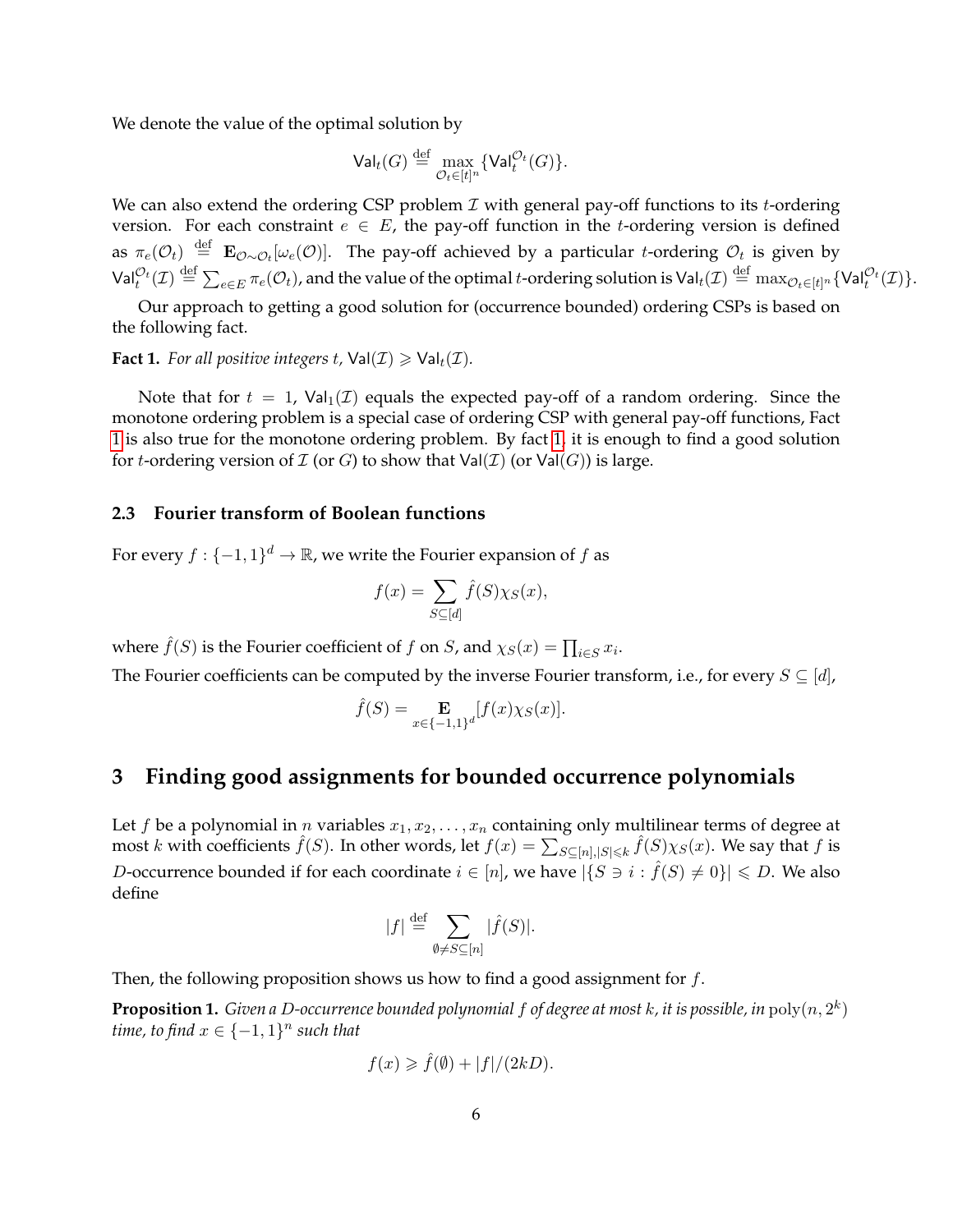We denote the value of the optimal solution by

$$\mathsf{Val}_t(G) \stackrel{\text{def}}{=} \max_{\mathcal{O}_t \in [t]^n} \{\mathsf{Val}_t^{\mathcal{O}_t}(G)\}.$$

We can also extend the ordering CSP problem $\mathcal{I}$ with general pay-off functions to its $t$-ordering version. For each constraint $e \in E$, the pay-off function in the $t$-ordering version is defined as $\pi_e(\mathcal{O}_t) \stackrel{\text{def}}{=} \mathbf{E}_{\mathcal{O} \sim \mathcal{O}_t}[\omega_e(\mathcal{O})]$. The pay-off achieved by a particular $t$-ordering $\mathcal{O}_t$ is given by $\mathsf{Val}_t^{\mathcal{O}_t}(\mathcal{I}) \stackrel{\text{def}}{=} \sum_{e \in E} \pi_e(\mathcal{O}_t)$, and the value of the optimal $t$-ordering solution is $\mathsf{Val}_t(\mathcal{I}) \stackrel{\text{def}}{=} \max_{\mathcal{O}_t \in [t]^n} \{\mathsf{Val}_t^{\mathcal{O}_t}(\mathcal{I})\}$.

Our approach to getting a good solution for (occurrence bounded) ordering CSPs is based on the following fact.

**Fact 1.** *For all positive integers $t$, $\mathsf{Val}(\mathcal{I}) \geqslant \mathsf{Val}_t(\mathcal{I})$.*

Note that for $t = 1$, $\mathsf{Val}_1(\mathcal{I})$ equals the expected pay-off of a random ordering. Since the monotone ordering problem is a special case of ordering CSP with general pay-off functions, Fact 1 is also true for the monotone ordering problem. By fact 1, it is enough to find a good solution for $t$-ordering version of $\mathcal{I}$ (or $G$) to show that $\mathsf{Val}(\mathcal{I})$ (or $\mathsf{Val}(G)$) is large.

### 2.3 Fourier transform of Boolean functions

For every $f : \{-1, 1\}^d \to \mathbb{R}$, we write the Fourier expansion of $f$ as

$$f(x) = \sum_{S \subseteq [d]} \hat{f}(S) \chi_S(x),$$

where $\hat{f}(S)$ is the Fourier coefficient of $f$ on $S$, and $\chi_S(x) = \prod_{i \in S} x_i$.

The Fourier coefficients can be computed by the inverse Fourier transform, i.e., for every $S \subseteq [d]$,

$$\hat{f}(S) = \mathop{\mathbf{E}}_{x \in \{-1,1\}^d}[f(x)\chi_S(x)].$$

## 3 Finding good assignments for bounded occurrence polynomials

Let $f$ be a polynomial in $n$ variables $x_1, x_2, \ldots, x_n$ containing only multilinear terms of degree at most $k$ with coefficients $\hat{f}(S)$. In other words, let $f(x) = \sum_{S \subseteq [n], |S| \leqslant k} \hat{f}(S) \chi_S(x)$. We say that $f$ is $D$-occurrence bounded if for each coordinate $i \in [n]$, we have $|\{S \ni i : \hat{f}(S) \neq 0\}| \leqslant D$. We also define

$$|f| \stackrel{\text{def}}{=} \sum_{\emptyset \neq S \subseteq [n]} |\hat{f}(S)|.$$

Then, the following proposition shows us how to find a good assignment for $f$.

**Proposition 1.** *Given a $D$-occurrence bounded polynomial $f$ of degree at most $k$, it is possible, in $\operatorname{poly}(n, 2^k)$ time, to find $x \in \{-1, 1\}^n$ such that*

$$f(x) \geqslant \hat{f}(\emptyset) + |f|/(2kD).$$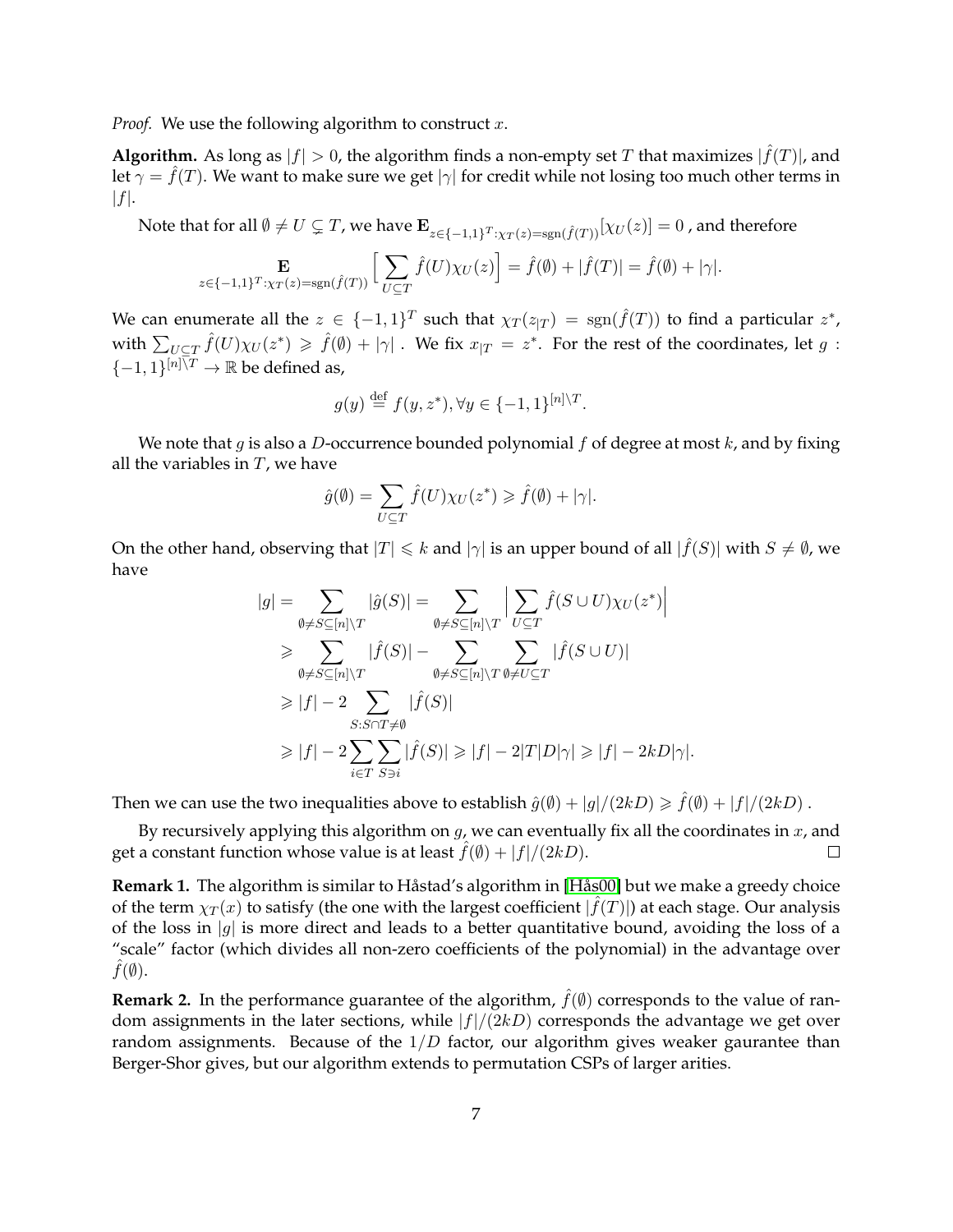*Proof.* We use the following algorithm to construct $x$.

**Algorithm.** As long as $|f| > 0$, the algorithm finds a non-empty set $T$ that maximizes $|\hat{f}(T)|$, and let $\gamma = \hat{f}(T)$. We want to make sure we get $|\gamma|$ for credit while not losing too much other terms in $|f|$.

Note that for all $\emptyset \neq U \subsetneq T$, we have $\mathbf{E}_{z \in \{-1,1\}^T : \chi_T(z) = \mathrm{sgn}(\hat{f}(T))}[\chi_U(z)] = 0$ , and therefore

$$\mathop{\mathbf{E}}_{z \in \{-1,1\}^T : \chi_T(z) = \mathrm{sgn}(\hat{f}(T))} \Big[ \sum_{U \subseteq T} \hat{f}(U) \chi_U(z) \Big] = \hat{f}(\emptyset) + |\hat{f}(T)| = \hat{f}(\emptyset) + |\gamma|.$$

We can enumerate all the $z \in \{-1,1\}^T$ such that $\chi_T(z_{|T}) = \mathrm{sgn}(\hat{f}(T))$ to find a particular $z^*$, with $\sum_{U \subseteq T} \hat{f}(U) \chi_U(z^*) \geqslant \hat{f}(\emptyset) + |\gamma|$ . We fix $x_{|T} = z^*$. For the rest of the coordinates, let $g : \{-1,1\}^{[n] \setminus T} \to \mathbb{R}$ be defined as,

$$g(y) \stackrel{\text{def}}{=} f(y, z^*), \forall y \in \{-1,1\}^{[n] \setminus T}.$$

We note that $g$ is also a $D$-occurrence bounded polynomial $f$ of degree at most $k$, and by fixing all the variables in $T$, we have

$$\hat{g}(\emptyset) = \sum_{U \subseteq T} \hat{f}(U) \chi_U(z^*) \geqslant \hat{f}(\emptyset) + |\gamma|.$$

On the other hand, observing that $|T| \leqslant k$ and $|\gamma|$ is an upper bound of all $|\hat{f}(S)|$ with $S \neq \emptyset$, we have

$$\begin{aligned}
|g| = \sum_{\emptyset \neq S \subseteq [n] \setminus T} |\hat{g}(S)| &= \sum_{\emptyset \neq S \subseteq [n] \setminus T} \Big| \sum_{U \subseteq T} \hat{f}(S \cup U) \chi_U(z^*) \Big| \\
&\geqslant \sum_{\emptyset \neq S \subseteq [n] \setminus T} |\hat{f}(S)| - \sum_{\emptyset \neq S \subseteq [n] \setminus T} \sum_{\emptyset \neq U \subseteq T} |\hat{f}(S \cup U)| \\
&\geqslant |f| - 2 \sum_{S : S \cap T \neq \emptyset} |\hat{f}(S)| \\
&\geqslant |f| - 2 \sum_{i \in T} \sum_{S \ni i} |\hat{f}(S)| \geqslant |f| - 2|T| D |\gamma| \geqslant |f| - 2kD|\gamma|.
\end{aligned}$$

Then we can use the two inequalities above to establish $\hat{g}(\emptyset) + |g|/(2kD) \geqslant \hat{f}(\emptyset) + |f|/(2kD)$ .

By recursively applying this algorithm on $g$, we can eventually fix all the coordinates in $x$, and get a constant function whose value is at least $\hat{f}(\emptyset) + |f|/(2kD)$. □

**Remark 1.** The algorithm is similar to Håstad's algorithm in [Hås00] but we make a greedy choice of the term $\chi_T(x)$ to satisfy (the one with the largest coefficient $|\hat{f}(T)|$) at each stage. Our analysis of the loss in $|g|$ is more direct and leads to a better quantitative bound, avoiding the loss of a "scale" factor (which divides all non-zero coefficients of the polynomial) in the advantage over $\hat{f}(\emptyset)$.

**Remark 2.** In the performance guarantee of the algorithm, $\hat{f}(\emptyset)$ corresponds to the value of random assignments in the later sections, while $|f|/(2kD)$ corresponds the advantage we get over random assignments. Because of the $1/D$ factor, our algorithm gives weaker gaurantee than Berger-Shor gives, but our algorithm extends to permutation CSPs of larger arities.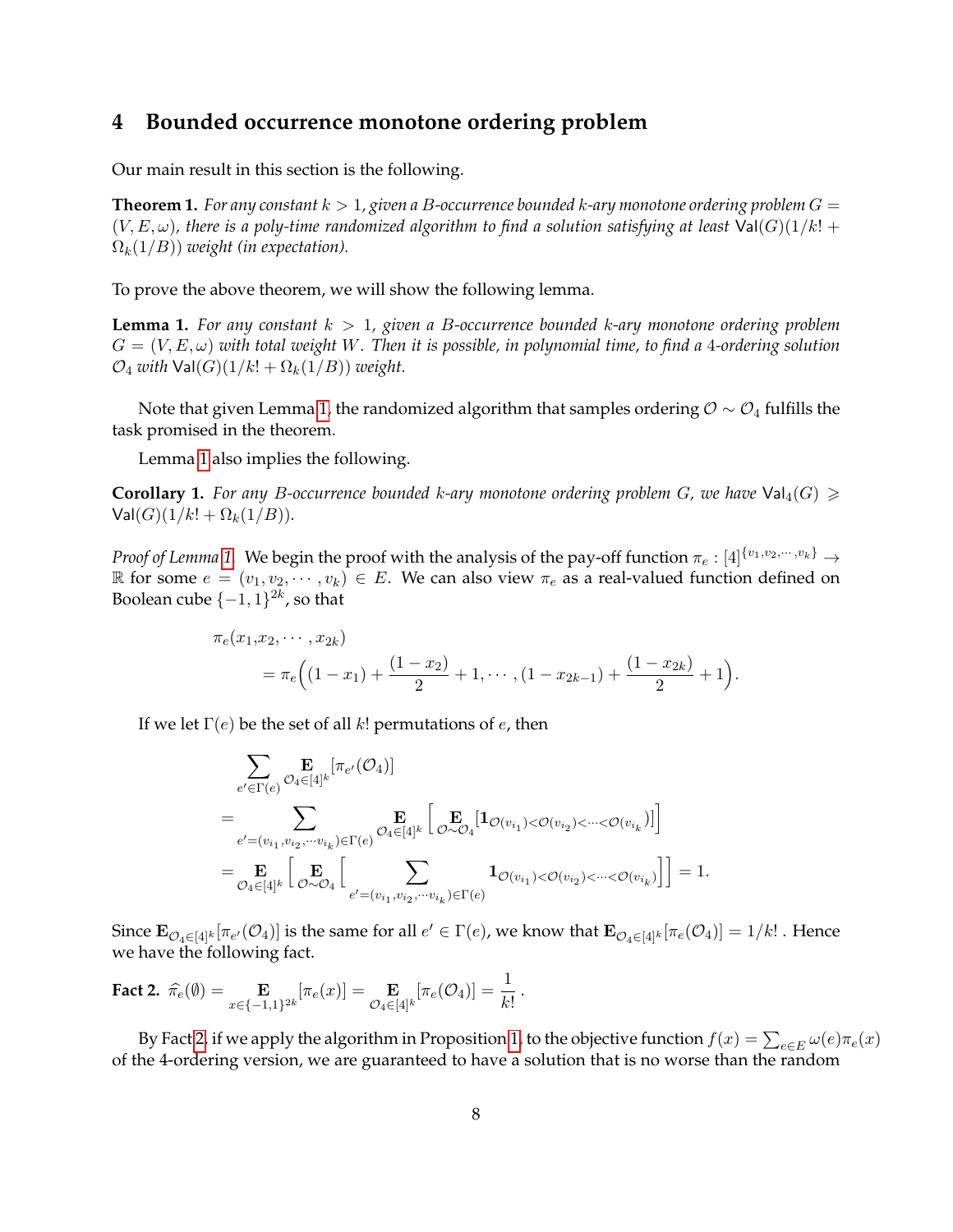## 4 Bounded occurrence monotone ordering problem

Our main result in this section is the following.

**Theorem 1.** *For any constant $k > 1$, given a $B$-occurrence bounded $k$-ary monotone ordering problem $G = (V, E, \omega)$, there is a poly-time randomized algorithm to find a solution satisfying at least $\mathsf{Val}(G)(1/k! + \Omega_k(1/B))$ weight (in expectation).*

To prove the above theorem, we will show the following lemma.

**Lemma 1.** *For any constant $k > 1$, given a $B$-occurrence bounded $k$-ary monotone ordering problem $G = (V, E, \omega)$ with total weight $W$. Then it is possible, in polynomial time, to find a 4-ordering solution $\mathcal{O}_4$ with $\mathsf{Val}(G)(1/k! + \Omega_k(1/B))$ weight.*

Note that given Lemma 1, the randomized algorithm that samples ordering $\mathcal{O} \sim \mathcal{O}_4$ fulfills the task promised in the theorem.

Lemma 1 also implies the following.

**Corollary 1.** *For any $B$-occurrence bounded $k$-ary monotone ordering problem $G$, we have $\mathsf{Val}_4(G) \geqslant \mathsf{Val}(G)(1/k! + \Omega_k(1/B))$.*

*Proof of Lemma 1.* We begin the proof with the analysis of the pay-off function $\pi_e : [4]^{\{v_1, v_2, \cdots, v_k\}} \to \mathbb{R}$ for some $e = (v_1, v_2, \cdots, v_k) \in E$. We can also view $\pi_e$ as a real-valued function defined on Boolean cube $\{-1, 1\}^{2k}$, so that

$$
\begin{aligned}
&\pi_e(x_1, x_2, \cdots, x_{2k}) \\
&\quad = \pi_e\Big((1 - x_1) + \frac{(1 - x_2)}{2} + 1, \cdots, (1 - x_{2k-1}) + \frac{(1 - x_{2k})}{2} + 1\Big).
\end{aligned}
$$

If we let $\Gamma(e)$ be the set of all $k!$ permutations of $e$, then

$$
\begin{aligned}
&\sum_{e' \in \Gamma(e)} \mathop{\mathbf{E}}_{\mathcal{O}_4 \in [4]^k} [\pi_{e'}(\mathcal{O}_4)] \\
&= \sum_{e' = (v_{i_1}, v_{i_2}, \cdots v_{i_k}) \in \Gamma(e)} \mathop{\mathbf{E}}_{\mathcal{O}_4 \in [4]^k} \Big[ \mathop{\mathbf{E}}_{\mathcal{O} \sim \mathcal{O}_4} [\mathbf{1}_{\mathcal{O}(v_{i_1}) < \mathcal{O}(v_{i_2}) < \cdots < \mathcal{O}(v_{i_k})}] \Big] \\
&= \mathop{\mathbf{E}}_{\mathcal{O}_4 \in [4]^k} \Big[ \mathop{\mathbf{E}}_{\mathcal{O} \sim \mathcal{O}_4} \Big[ \sum_{e' = (v_{i_1}, v_{i_2}, \cdots v_{i_k}) \in \Gamma(e)} \mathbf{1}_{\mathcal{O}(v_{i_1}) < \mathcal{O}(v_{i_2}) < \cdots < \mathcal{O}(v_{i_k})} \Big] \Big] = 1.
\end{aligned}
$$

Since $\mathbf{E}_{\mathcal{O}_4 \in [4]^k}[\pi_{e'}(\mathcal{O}_4)]$ is the same for all $e' \in \Gamma(e)$, we know that $\mathbf{E}_{\mathcal{O}_4 \in [4]^k}[\pi_e(\mathcal{O}_4)] = 1/k!$ . Hence we have the following fact.

**Fact 2.** $\widehat{\pi_e}(\emptyset) = \mathop{\mathbf{E}}_{x \in \{-1,1\}^{2k}} [\pi_e(x)] = \mathop{\mathbf{E}}_{\mathcal{O}_4 \in [4]^k} [\pi_e(\mathcal{O}_4)] = \dfrac{1}{k!}$ .

By Fact 2, if we apply the algorithm in Proposition 1, to the objective function $f(x) = \sum_{e \in E} \omega(e) \pi_e(x)$ of the 4-ordering version, we are guaranteed to have a solution that is no worse than the random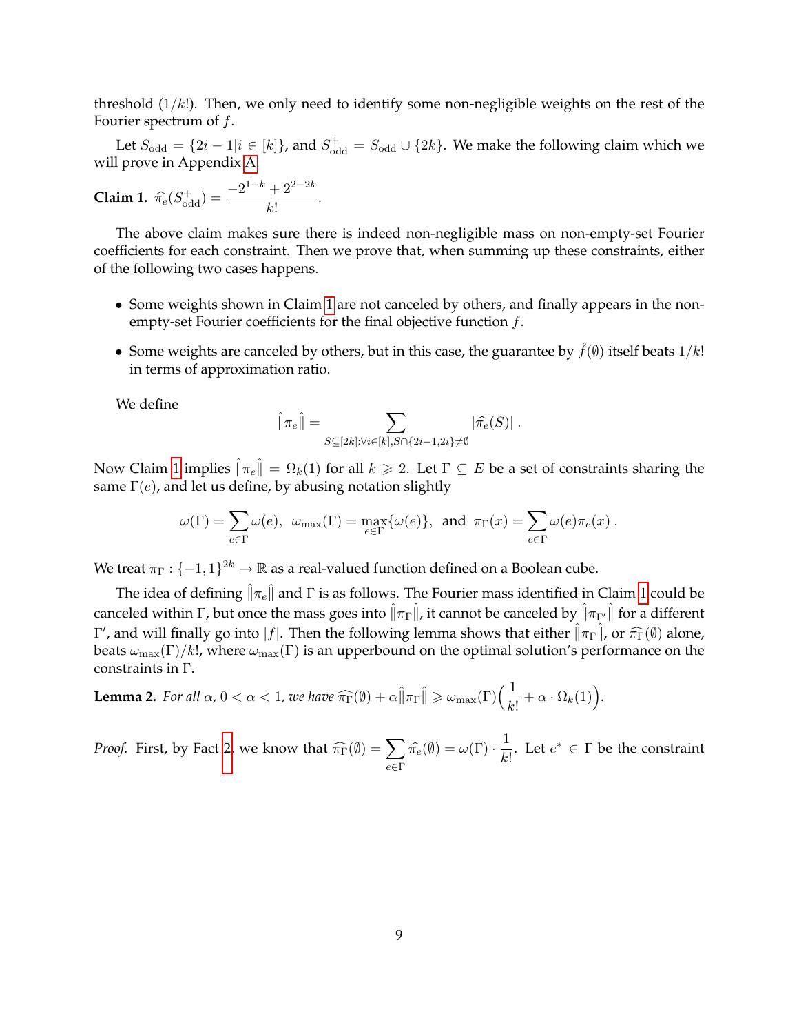threshold ($1/k!$). Then, we only need to identify some non-negligible weights on the rest of the Fourier spectrum of $f$.

Let $S_{\text{odd}} = \{2i-1 | i \in [k]\}$, and $S_{\text{odd}}^{+} = S_{\text{odd}} \cup \{2k\}$. We make the following claim which we will prove in Appendix A.

**Claim 1.** $\widehat{\pi}_e(S_{\text{odd}}^{+}) = \dfrac{-2^{1-k} + 2^{2-2k}}{k!}$.

The above claim makes sure there is indeed non-negligible mass on non-empty-set Fourier coefficients for each constraint. Then we prove that, when summing up these constraints, either of the following two cases happens.

- Some weights shown in Claim 1 are not canceled by others, and finally appears in the non-empty-set Fourier coefficients for the final objective function $f$.
- Some weights are canceled by others, but in this case, the guarantee by $\hat{f}(\emptyset)$ itself beats $1/k!$ in terms of approximation ratio.

We define

$$\hat{\|}\pi_e\hat{\|} = \sum_{S \subseteq [2k] : \forall i \in [k], S \cap \{2i-1, 2i\} \neq \emptyset} |\widehat{\pi}_e(S)| \ .$$

Now Claim 1 implies $\hat{\|}\pi_e\hat{\|} = \Omega_k(1)$ for all $k \geqslant 2$. Let $\Gamma \subseteq E$ be a set of constraints sharing the same $\Gamma(e)$, and let us define, by abusing notation slightly

$$\omega(\Gamma) = \sum_{e \in \Gamma} \omega(e), \ \ \omega_{\max}(\Gamma) = \max_{e \in \Gamma}\{\omega(e)\}, \ \text{ and } \ \pi_\Gamma(x) = \sum_{e \in \Gamma} \omega(e)\pi_e(x) \ .$$

We treat $\pi_\Gamma : \{-1,1\}^{2k} \to \mathbb{R}$ as a real-valued function defined on a Boolean cube.

The idea of defining $\hat{\|}\pi_e\hat{\|}$ and $\Gamma$ is as follows. The Fourier mass identified in Claim 1 could be canceled within $\Gamma$, but once the mass goes into $\hat{\|}\pi_\Gamma\hat{\|}$, it cannot be canceled by $\hat{\|}\pi_{\Gamma'}\hat{\|}$ for a different $\Gamma'$, and will finally go into $|f|$. Then the following lemma shows that either $\hat{\|}\pi_\Gamma\hat{\|}$, or $\widehat{\pi_\Gamma}(\emptyset)$ alone, beats $\omega_{\max}(\Gamma)/k!$, where $\omega_{\max}(\Gamma)$ is an upperbound on the optimal solution's performance on the constraints in $\Gamma$.

**Lemma 2.** *For all $\alpha$, $0 < \alpha < 1$, we have* $\widehat{\pi_\Gamma}(\emptyset) + \alpha\hat{\|}\pi_\Gamma\hat{\|} \geqslant \omega_{\max}(\Gamma)\Big(\dfrac{1}{k!} + \alpha \cdot \Omega_k(1)\Big)$.

*Proof.* First, by Fact 2, we know that $\widehat{\pi_\Gamma}(\emptyset) = \sum_{e \in \Gamma} \widehat{\pi}_e(\emptyset) = \omega(\Gamma) \cdot \dfrac{1}{k!}$. Let $e^* \in \Gamma$ be the constraint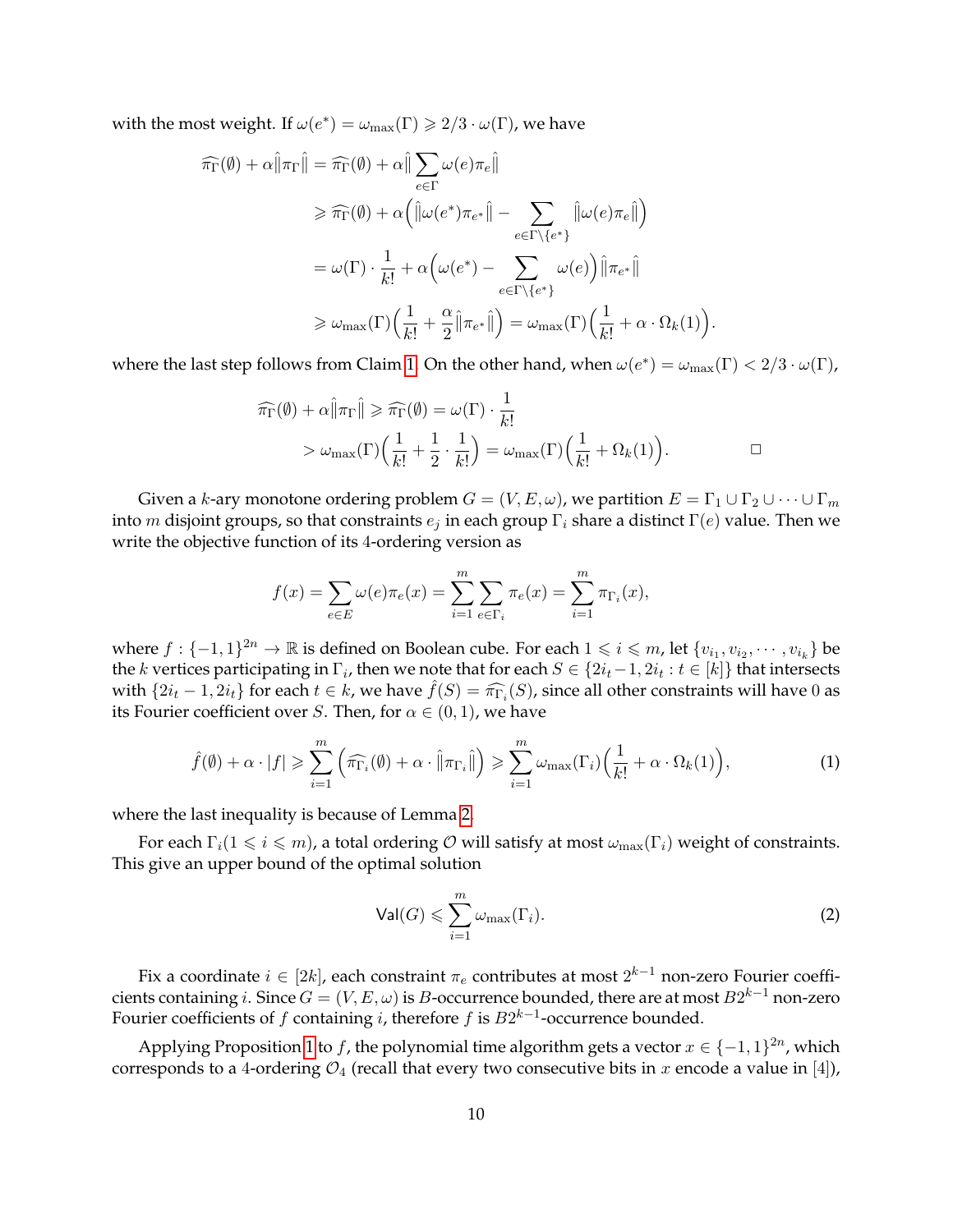with the most weight. If $\omega(e^*) = \omega_{\max}(\Gamma) \geqslant 2/3 \cdot \omega(\Gamma)$, we have

$$
\begin{aligned}
\widehat{\pi_\Gamma}(\emptyset) + \alpha \hat{\|} \pi_\Gamma \hat{\|} &= \widehat{\pi_\Gamma}(\emptyset) + \alpha \hat{\|} \sum_{e \in \Gamma} \omega(e)\pi_e \hat{\|} \\
&\geqslant \widehat{\pi_\Gamma}(\emptyset) + \alpha \Big( \hat{\|} \omega(e^*)\pi_{e^*} \hat{\|} - \sum_{e \in \Gamma \setminus \{e^*\}} \hat{\|} \omega(e)\pi_e \hat{\|} \Big) \\
&= \omega(\Gamma) \cdot \frac{1}{k!} + \alpha \Big( \omega(e^*) - \sum_{e \in \Gamma \setminus \{e^*\}} \omega(e) \Big) \hat{\|} \pi_{e^*} \hat{\|} \\
&\geqslant \omega_{\max}(\Gamma) \Big( \frac{1}{k!} + \frac{\alpha}{2} \hat{\|} \pi_{e^*} \hat{\|} \Big) = \omega_{\max}(\Gamma) \Big( \frac{1}{k!} + \alpha \cdot \Omega_k(1) \Big).
\end{aligned}
$$

where the last step follows from Claim 1. On the other hand, when $\omega(e^*) = \omega_{\max}(\Gamma) < 2/3 \cdot \omega(\Gamma)$,

$$
\begin{aligned}
\widehat{\pi_\Gamma}(\emptyset) + \alpha \hat{\|} \pi_\Gamma \hat{\|} &\geqslant \widehat{\pi_\Gamma}(\emptyset) = \omega(\Gamma) \cdot \frac{1}{k!} \\
&> \omega_{\max}(\Gamma) \Big( \frac{1}{k!} + \frac{1}{2} \cdot \frac{1}{k!} \Big) = \omega_{\max}(\Gamma) \Big( \frac{1}{k!} + \Omega_k(1) \Big). \qquad \square
\end{aligned}
$$

Given a $k$-ary monotone ordering problem $G = (V, E, \omega)$, we partition $E = \Gamma_1 \cup \Gamma_2 \cup \cdots \cup \Gamma_m$ into $m$ disjoint groups, so that constraints $e_j$ in each group $\Gamma_i$ share a distinct $\Gamma(e)$ value. Then we write the objective function of its 4-ordering version as

$$
f(x) = \sum_{e \in E} \omega(e)\pi_e(x) = \sum_{i=1}^{m} \sum_{e \in \Gamma_i} \pi_e(x) = \sum_{i=1}^{m} \pi_{\Gamma_i}(x),
$$

where $f : \{-1, 1\}^{2n} \to \mathbb{R}$ is defined on Boolean cube. For each $1 \leqslant i \leqslant m$, let $\{v_{i_1}, v_{i_2}, \cdots, v_{i_k}\}$ be the $k$ vertices participating in $\Gamma_i$, then we note that for each $S \in \{2i_t - 1, 2i_t : t \in [k]\}$ that intersects with $\{2i_t - 1, 2i_t\}$ for each $t \in k$, we have $\hat{f}(S) = \widehat{\pi_{\Gamma_i}}(S)$, since all other constraints will have 0 as its Fourier coefficient over $S$. Then, for $\alpha \in (0, 1)$, we have

$$
\hat{f}(\emptyset) + \alpha \cdot |f| \geqslant \sum_{i=1}^{m} \Big( \widehat{\pi_{\Gamma_i}}(\emptyset) + \alpha \cdot \hat{\|} \pi_{\Gamma_i} \hat{\|} \Big) \geqslant \sum_{i=1}^{m} \omega_{\max}(\Gamma_i) \Big( \frac{1}{k!} + \alpha \cdot \Omega_k(1) \Big), \tag{1}
$$

where the last inequality is because of Lemma 2.

For each $\Gamma_i (1 \leqslant i \leqslant m)$, a total ordering $\mathcal{O}$ will satisfy at most $\omega_{\max}(\Gamma_i)$ weight of constraints. This give an upper bound of the optimal solution

$$
\mathsf{Val}(G) \leqslant \sum_{i=1}^{m} \omega_{\max}(\Gamma_i). \tag{2}
$$

Fix a coordinate $i \in [2k]$, each constraint $\pi_e$ contributes at most $2^{k-1}$ non-zero Fourier coefficients containing $i$. Since $G = (V, E, \omega)$ is $B$-occurrence bounded, there are at most $B2^{k-1}$ non-zero Fourier coefficients of $f$ containing $i$, therefore $f$ is $B2^{k-1}$-occurrence bounded.

Applying Proposition 1 to $f$, the polynomial time algorithm gets a vector $x \in \{-1, 1\}^{2n}$, which corresponds to a 4-ordering $\mathcal{O}_4$ (recall that every two consecutive bits in $x$ encode a value in [4]),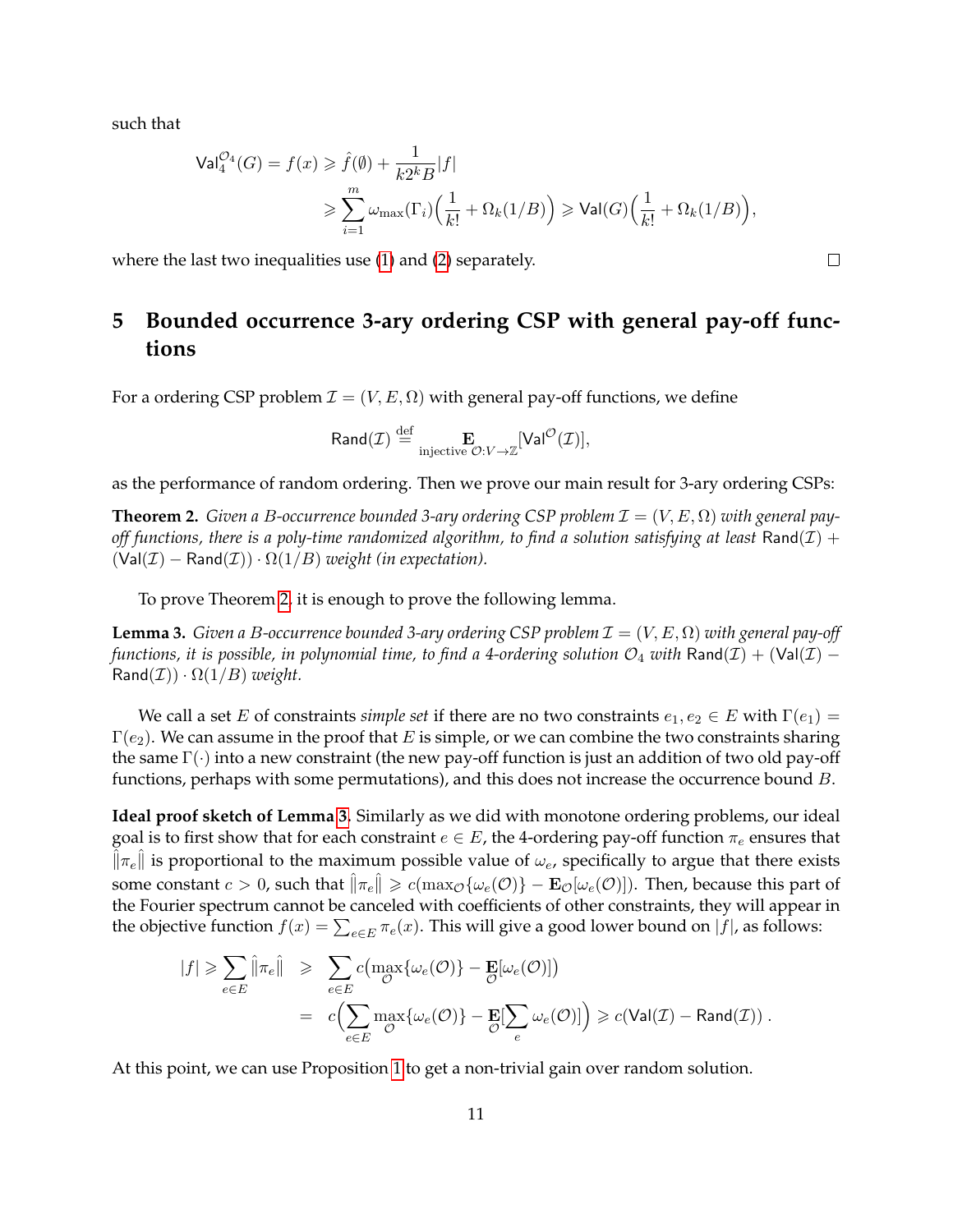such that

$$
\begin{aligned}
\mathsf{Val}_4^{\mathcal{O}_4}(G) = f(x) &\geqslant \hat{f}(\emptyset) + \frac{1}{k2^k B}|f| \\
&\geqslant \sum_{i=1}^{m} \omega_{\max}(\Gamma_i)\Big(\frac{1}{k!} + \Omega_k(1/B)\Big) \geqslant \mathsf{Val}(G)\Big(\frac{1}{k!} + \Omega_k(1/B)\Big),
\end{aligned}
$$

where the last two inequalities use (1) and (2) separately. □

# 5 Bounded occurrence 3-ary ordering CSP with general pay-off functions

For a ordering CSP problem $\mathcal{I} = (V, E, \Omega)$ with general pay-off functions, we define

$$
\mathsf{Rand}(\mathcal{I}) \stackrel{\text{def}}{=} \mathop{\mathbf{E}}_{\text{injective } \mathcal{O}: V \to \mathbb{Z}}[\mathsf{Val}^{\mathcal{O}}(\mathcal{I})],
$$

as the performance of random ordering. Then we prove our main result for 3-ary ordering CSPs:

**Theorem 2.** *Given a $B$-occurrence bounded 3-ary ordering CSP problem $\mathcal{I} = (V, E, \Omega)$ with general pay-off functions, there is a poly-time randomized algorithm, to find a solution satisfying at least $\mathsf{Rand}(\mathcal{I}) + (\mathsf{Val}(\mathcal{I}) - \mathsf{Rand}(\mathcal{I})) \cdot \Omega(1/B)$ weight (in expectation).*

To prove Theorem 2, it is enough to prove the following lemma.

**Lemma 3.** *Given a $B$-occurrence bounded 3-ary ordering CSP problem $\mathcal{I} = (V, E, \Omega)$ with general pay-off functions, it is possible, in polynomial time, to find a 4-ordering solution $\mathcal{O}_4$ with $\mathsf{Rand}(\mathcal{I}) + (\mathsf{Val}(\mathcal{I}) - \mathsf{Rand}(\mathcal{I})) \cdot \Omega(1/B)$ weight.*

We call a set $E$ of constraints *simple set* if there are no two constraints $e_1, e_2 \in E$ with $\Gamma(e_1) = \Gamma(e_2)$. We can assume in the proof that $E$ is simple, or we can combine the two constraints sharing the same $\Gamma(\cdot)$ into a new constraint (the new pay-off function is just an addition of two old pay-off functions, perhaps with some permutations), and this does not increase the occurrence bound $B$.

**Ideal proof sketch of Lemma 3.** Similarly as we did with monotone ordering problems, our ideal goal is to first show that for each constraint $e \in E$, the 4-ordering pay-off function $\pi_e$ ensures that $\hat{\|}\pi_e\hat{\|}$ is proportional to the maximum possible value of $\omega_e$, specifically to argue that there exists some constant $c > 0$, such that $\hat{\|}\pi_e\hat{\|} \geqslant c(\max_{\mathcal{O}}\{\omega_e(\mathcal{O})\} - \mathbf{E}_{\mathcal{O}}[\omega_e(\mathcal{O})])$. Then, because this part of the Fourier spectrum cannot be canceled with coefficients of other constraints, they will appear in the objective function $f(x) = \sum_{e \in E} \pi_e(x)$. This will give a good lower bound on $|f|$, as follows:

$$
\begin{aligned}
|f| \geqslant \sum_{e \in E} \hat{\|}\pi_e\hat{\|} &\geqslant \sum_{e \in E} c\big(\max_{\mathcal{O}}\{\omega_e(\mathcal{O})\} - \mathop{\mathbf{E}}_{\mathcal{O}}[\omega_e(\mathcal{O})]\big) \\
&= c\Big(\sum_{e \in E} \max_{\mathcal{O}}\{\omega_e(\mathcal{O})\} - \mathop{\mathbf{E}}_{\mathcal{O}}[\sum_e \omega_e(\mathcal{O})]\Big) \geqslant c(\mathsf{Val}(\mathcal{I}) - \mathsf{Rand}(\mathcal{I}))\ .
\end{aligned}
$$

At this point, we can use Proposition 1 to get a non-trivial gain over random solution.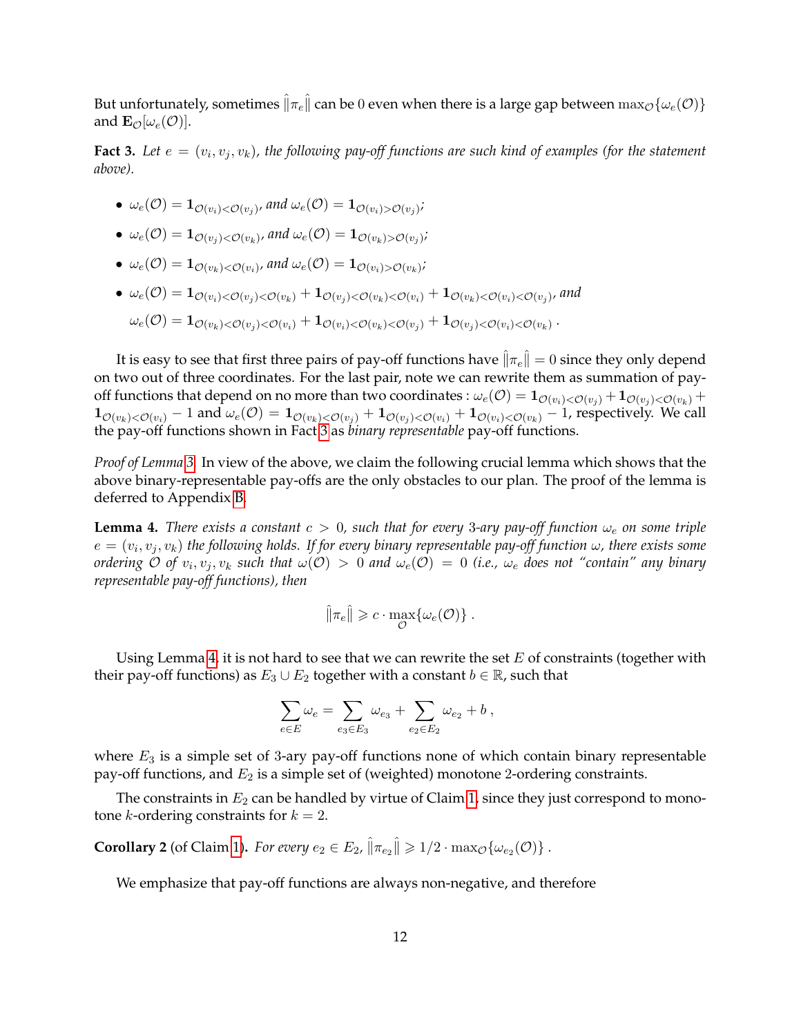But unfortunately, sometimes $\hat{\|}\pi_e\hat{\|}$ can be 0 even when there is a large gap between $\max_{\mathcal{O}}\{\omega_e(\mathcal{O})\}$ and $\mathbf{E}_{\mathcal{O}}[\omega_e(\mathcal{O})]$.

**Fact 3.** *Let $e = (v_i, v_j, v_k)$, the following pay-off functions are such kind of examples (for the statement above).*

- $\omega_e(\mathcal{O}) = \mathbf{1}_{\mathcal{O}(v_i)<\mathcal{O}(v_j)}$, *and* $\omega_e(\mathcal{O}) = \mathbf{1}_{\mathcal{O}(v_i)>\mathcal{O}(v_j)}$;
- $\omega_e(\mathcal{O}) = \mathbf{1}_{\mathcal{O}(v_j)<\mathcal{O}(v_k)}$, *and* $\omega_e(\mathcal{O}) = \mathbf{1}_{\mathcal{O}(v_k)>\mathcal{O}(v_j)}$;
- $\omega_e(\mathcal{O}) = \mathbf{1}_{\mathcal{O}(v_k)<\mathcal{O}(v_i)}$, *and* $\omega_e(\mathcal{O}) = \mathbf{1}_{\mathcal{O}(v_i)>\mathcal{O}(v_k)}$;
- $\omega_e(\mathcal{O}) = \mathbf{1}_{\mathcal{O}(v_i)<\mathcal{O}(v_j)<\mathcal{O}(v_k)} + \mathbf{1}_{\mathcal{O}(v_j)<\mathcal{O}(v_k)<\mathcal{O}(v_i)} + \mathbf{1}_{\mathcal{O}(v_k)<\mathcal{O}(v_i)<\mathcal{O}(v_j)}$, *and*

  $\omega_e(\mathcal{O}) = \mathbf{1}_{\mathcal{O}(v_k)<\mathcal{O}(v_j)<\mathcal{O}(v_i)} + \mathbf{1}_{\mathcal{O}(v_i)<\mathcal{O}(v_k)<\mathcal{O}(v_j)} + \mathbf{1}_{\mathcal{O}(v_j)<\mathcal{O}(v_i)<\mathcal{O}(v_k)}$.

It is easy to see that first three pairs of pay-off functions have $\hat{\|}\pi_e\hat{\|} = 0$ since they only depend on two out of three coordinates. For the last pair, note we can rewrite them as summation of pay-off functions that depend on no more than two coordinates : $\omega_e(\mathcal{O}) = \mathbf{1}_{\mathcal{O}(v_i)<\mathcal{O}(v_j)} + \mathbf{1}_{\mathcal{O}(v_j)<\mathcal{O}(v_k)} + \mathbf{1}_{\mathcal{O}(v_k)<\mathcal{O}(v_i)} - 1$ and $\omega_e(\mathcal{O}) = \mathbf{1}_{\mathcal{O}(v_k)<\mathcal{O}(v_j)} + \mathbf{1}_{\mathcal{O}(v_j)<\mathcal{O}(v_i)} + \mathbf{1}_{\mathcal{O}(v_i)<\mathcal{O}(v_k)} - 1$, respectively. We call the pay-off functions shown in Fact 3 as *binary representable* pay-off functions.

*Proof of Lemma 3.* In view of the above, we claim the following crucial lemma which shows that the above binary-representable pay-offs are the only obstacles to our plan. The proof of the lemma is deferred to Appendix B.

**Lemma 4.** *There exists a constant $c > 0$, such that for every 3-ary pay-off function $\omega_e$ on some triple $e = (v_i, v_j, v_k)$ the following holds. If for every binary representable pay-off function $\omega$, there exists some ordering $\mathcal{O}$ of $v_i, v_j, v_k$ such that $\omega(\mathcal{O}) > 0$ and $\omega_e(\mathcal{O}) = 0$ (i.e., $\omega_e$ does not "contain" any binary representable pay-off functions), then*

$$\hat{\|}\pi_e\hat{\|} \geqslant c \cdot \max_{\mathcal{O}}\{\omega_e(\mathcal{O})\} .$$

Using Lemma 4, it is not hard to see that we can rewrite the set $E$ of constraints (together with their pay-off functions) as $E_3 \cup E_2$ together with a constant $b \in \mathbb{R}$, such that

$$\sum_{e\in E} \omega_e = \sum_{e_3 \in E_3} \omega_{e_3} + \sum_{e_2 \in E_2} \omega_{e_2} + b ,$$

where $E_3$ is a simple set of 3-ary pay-off functions none of which contain binary representable pay-off functions, and $E_2$ is a simple set of (weighted) monotone 2-ordering constraints.

The constraints in $E_2$ can be handled by virtue of Claim 1, since they just correspond to monotone $k$-ordering constraints for $k = 2$.

**Corollary 2** (of Claim 1). *For every $e_2 \in E_2$, $\hat{\|}\pi_{e_2}\hat{\|} \geqslant 1/2 \cdot \max_{\mathcal{O}}\{\omega_{e_2}(\mathcal{O})\}$ .*

We emphasize that pay-off functions are always non-negative, and therefore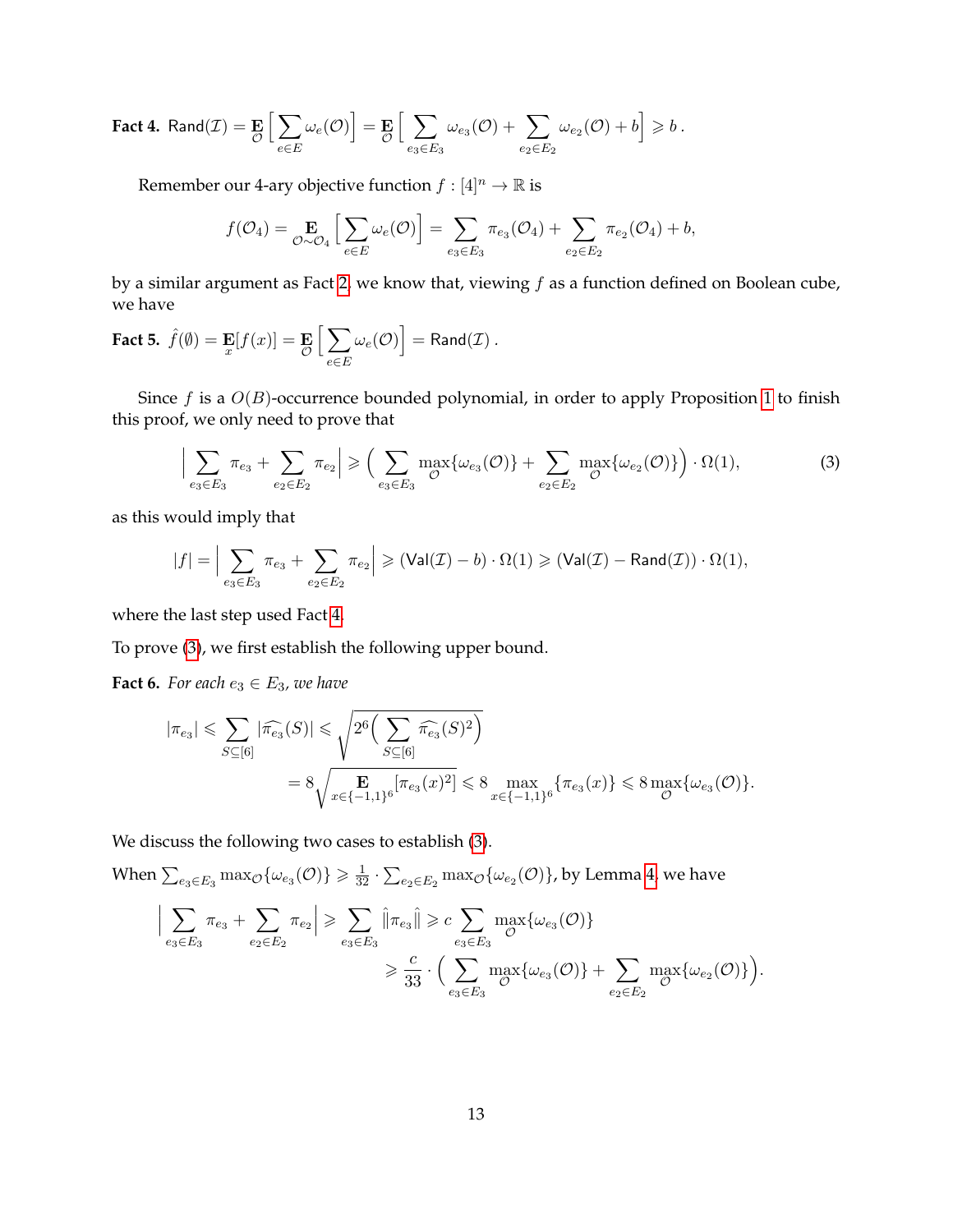**Fact 4.** $\mathsf{Rand}(\mathcal{I}) = \mathop{\mathbf{E}}_{\mathcal{O}}\Big[\sum_{e\in E}\omega_e(\mathcal{O})\Big] = \mathop{\mathbf{E}}_{\mathcal{O}}\Big[\sum_{e_3\in E_3}\omega_{e_3}(\mathcal{O}) + \sum_{e_2\in E_2}\omega_{e_2}(\mathcal{O}) + b\Big] \geqslant b\,.$

Remember our 4-ary objective function $f : [4]^n \to \mathbb{R}$ is

$$
f(\mathcal{O}_4) = \mathop{\mathbf{E}}_{\mathcal{O}\sim\mathcal{O}_4}\Big[\sum_{e\in E}\omega_e(\mathcal{O})\Big] = \sum_{e_3\in E_3}\pi_{e_3}(\mathcal{O}_4) + \sum_{e_2\in E_2}\pi_{e_2}(\mathcal{O}_4) + b,
$$

by a similar argument as Fact 2, we know that, viewing $f$ as a function defined on Boolean cube, we have

**Fact 5.** $\hat{f}(\emptyset) = \mathop{\mathbf{E}}_{x}[f(x)] = \mathop{\mathbf{E}}_{\mathcal{O}}\Big[\sum_{e\in E}\omega_e(\mathcal{O})\Big] = \mathsf{Rand}(\mathcal{I})\,.$

Since $f$ is a $O(B)$-occurrence bounded polynomial, in order to apply Proposition 1 to finish this proof, we only need to prove that

$$
\Big|\sum_{e_3\in E_3}\pi_{e_3} + \sum_{e_2\in E_2}\pi_{e_2}\Big| \geqslant \Big(\sum_{e_3\in E_3}\max_{\mathcal{O}}\{\omega_{e_3}(\mathcal{O})\} + \sum_{e_2\in E_2}\max_{\mathcal{O}}\{\omega_{e_2}(\mathcal{O})\}\Big)\cdot\Omega(1), \tag{3}
$$

as this would imply that

$$
|f| = \Big|\sum_{e_3\in E_3}\pi_{e_3} + \sum_{e_2\in E_2}\pi_{e_2}\Big| \geqslant (\mathsf{Val}(\mathcal{I}) - b)\cdot\Omega(1) \geqslant (\mathsf{Val}(\mathcal{I}) - \mathsf{Rand}(\mathcal{I}))\cdot\Omega(1),
$$

where the last step used Fact 4.

To prove (3), we first establish the following upper bound.

**Fact 6.** *For each $e_3 \in E_3$, we have*

$$
\begin{aligned}
|\pi_{e_3}| \leqslant \sum_{S\subseteq[6]}|\widehat{\pi_{e_3}}(S)| &\leqslant \sqrt{2^6\Big(\sum_{S\subseteq[6]}\widehat{\pi_{e_3}}(S)^2\Big)} \\
&= 8\sqrt{\mathop{\mathbf{E}}_{x\in\{-1,1\}^6}[\pi_{e_3}(x)^2]} \leqslant 8\max_{x\in\{-1,1\}^6}\{\pi_{e_3}(x)\} \leqslant 8\max_{\mathcal{O}}\{\omega_{e_3}(\mathcal{O})\}.
\end{aligned}
$$

We discuss the following two cases to establish (3).

When $\sum_{e_3\in E_3}\max_{\mathcal{O}}\{\omega_{e_3}(\mathcal{O})\} \geqslant \frac{1}{32}\cdot\sum_{e_2\in E_2}\max_{\mathcal{O}}\{\omega_{e_2}(\mathcal{O})\}$, by Lemma 4, we have

$$
\begin{aligned}
\Big|\sum_{e_3\in E_3}\pi_{e_3} + \sum_{e_2\in E_2}\pi_{e_2}\Big| \geqslant \sum_{e_3\in E_3}\|\pi_{e_3}\| &\geqslant c\sum_{e_3\in E_3}\max_{\mathcal{O}}\{\omega_{e_3}(\mathcal{O})\} \\
&\geqslant \frac{c}{33}\cdot\Big(\sum_{e_3\in E_3}\max_{\mathcal{O}}\{\omega_{e_3}(\mathcal{O})\} + \sum_{e_2\in E_2}\max_{\mathcal{O}}\{\omega_{e_2}(\mathcal{O})\}\Big).
\end{aligned}
$$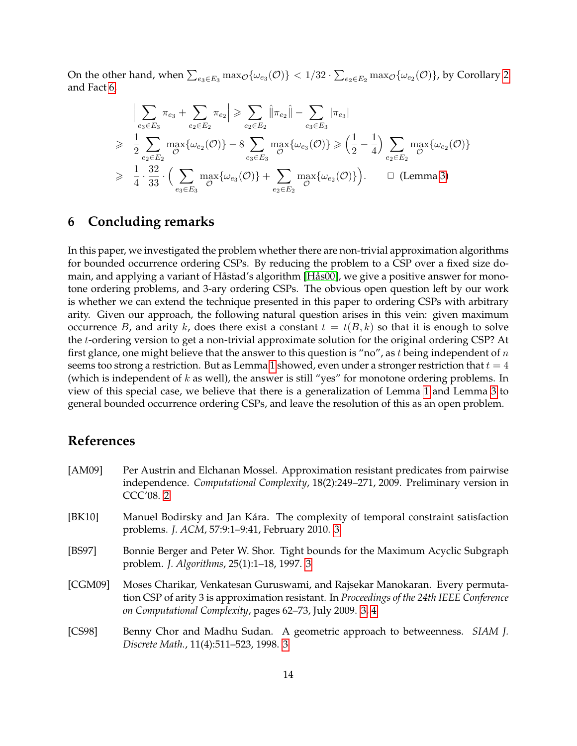On the other hand, when $\sum_{e_3 \in E_3} \max_{\mathcal{O}}\{\omega_{e_3}(\mathcal{O})\} < 1/32 \cdot \sum_{e_2 \in E_2} \max_{\mathcal{O}}\{\omega_{e_2}(\mathcal{O})\}$, by Corollary 2 and Fact 6,

$$
\begin{aligned}
& \Big| \sum_{e_3 \in E_3} \pi_{e_3} + \sum_{e_2 \in E_2} \pi_{e_2} \Big| \geqslant \sum_{e_2 \in E_2} \hat{\|}\pi_{e_2}\hat{\|} - \sum_{e_3 \in E_3} |\pi_{e_3}| \\
\geqslant \ & \frac{1}{2} \sum_{e_2 \in E_2} \max_{\mathcal{O}}\{\omega_{e_2}(\mathcal{O})\} - 8 \sum_{e_3 \in E_3} \max_{\mathcal{O}}\{\omega_{e_3}(\mathcal{O})\} \geqslant \Big(\frac{1}{2} - \frac{1}{4}\Big) \sum_{e_2 \in E_2} \max_{\mathcal{O}}\{\omega_{e_2}(\mathcal{O})\} \\
\geqslant \ & \frac{1}{4} \cdot \frac{32}{33} \cdot \Big( \sum_{e_3 \in E_3} \max_{\mathcal{O}}\{\omega_{e_3}(\mathcal{O})\} + \sum_{e_2 \in E_2} \max_{\mathcal{O}}\{\omega_{e_2}(\mathcal{O})\} \Big). \qquad \square \text{ (Lemma 3)}
\end{aligned}
$$

## 6 Concluding remarks

In this paper, we investigated the problem whether there are non-trivial approximation algorithms for bounded occurrence ordering CSPs. By reducing the problem to a CSP over a fixed size domain, and applying a variant of Håstad's algorithm [Hås00], we give a positive answer for monotone ordering problems, and 3-ary ordering CSPs. The obvious open question left by our work is whether we can extend the technique presented in this paper to ordering CSPs with arbitrary arity. Given our approach, the following natural question arises in this vein: given maximum occurrence $B$, and arity $k$, does there exist a constant $t = t(B, k)$ so that it is enough to solve the $t$-ordering version to get a non-trivial approximate solution for the original ordering CSP? At first glance, one might believe that the answer to this question is "no", as $t$ being independent of $n$ seems too strong a restriction. But as Lemma 1 showed, even under a stronger restriction that $t = 4$ (which is independent of $k$ as well), the answer is still "yes" for monotone ordering problems. In view of this special case, we believe that there is a generalization of Lemma 1 and Lemma 3 to general bounded occurrence ordering CSPs, and leave the resolution of this as an open problem.

## References

[AM09] Per Austrin and Elchanan Mossel. Approximation resistant predicates from pairwise independence. *Computational Complexity*, 18(2):249–271, 2009. Preliminary version in CCC'08. 2

[BK10] Manuel Bodirsky and Jan Kára. The complexity of temporal constraint satisfaction problems. *J. ACM*, 57:9:1–9:41, February 2010. 3

[BS97] Bonnie Berger and Peter W. Shor. Tight bounds for the Maximum Acyclic Subgraph problem. *J. Algorithms*, 25(1):1–18, 1997. 3

[CGM09] Moses Charikar, Venkatesan Guruswami, and Rajsekar Manokaran. Every permutation CSP of arity 3 is approximation resistant. In *Proceedings of the 24th IEEE Conference on Computational Complexity*, pages 62–73, July 2009. 3, 4

[CS98] Benny Chor and Madhu Sudan. A geometric approach to betweenness. *SIAM J. Discrete Math.*, 11(4):511–523, 1998. 3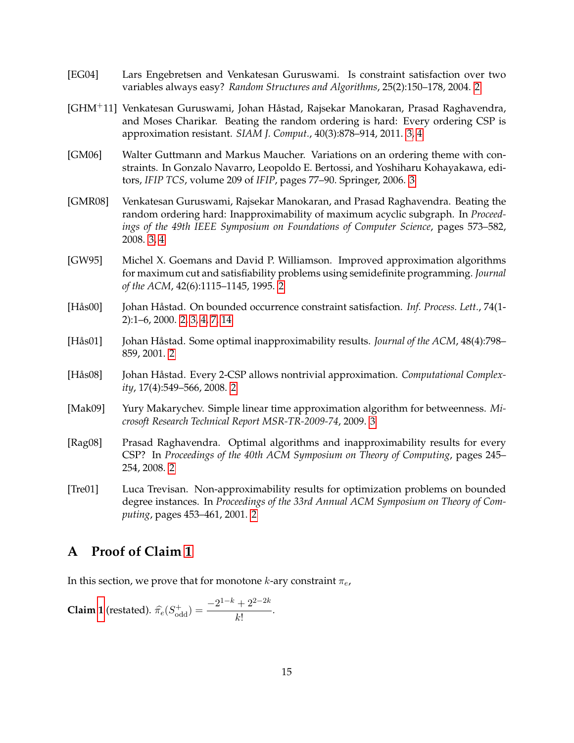[EG04] Lars Engebretsen and Venkatesan Guruswami. Is constraint satisfaction over two variables always easy? *Random Structures and Algorithms*, 25(2):150–178, 2004. 2

[GHM+11] Venkatesan Guruswami, Johan Håstad, Rajsekar Manokaran, Prasad Raghavendra, and Moses Charikar. Beating the random ordering is hard: Every ordering CSP is approximation resistant. *SIAM J. Comput.*, 40(3):878–914, 2011. 3, 4

[GM06] Walter Guttmann and Markus Maucher. Variations on an ordering theme with constraints. In Gonzalo Navarro, Leopoldo E. Bertossi, and Yoshiharu Kohayakawa, editors, *IFIP TCS*, volume 209 of *IFIP*, pages 77–90. Springer, 2006. 3

[GMR08] Venkatesan Guruswami, Rajsekar Manokaran, and Prasad Raghavendra. Beating the random ordering hard: Inapproximability of maximum acyclic subgraph. In *Proceedings of the 49th IEEE Symposium on Foundations of Computer Science*, pages 573–582, 2008. 3, 4

[GW95] Michel X. Goemans and David P. Williamson. Improved approximation algorithms for maximum cut and satisfiability problems using semidefinite programming. *Journal of the ACM*, 42(6):1115–1145, 1995. 2

[Hås00] Johan Håstad. On bounded occurrence constraint satisfaction. *Inf. Process. Lett.*, 74(1-2):1–6, 2000. 2, 3, 4, 7, 14

[Hås01] Johan Håstad. Some optimal inapproximability results. *Journal of the ACM*, 48(4):798–859, 2001. 2

[Hås08] Johan Håstad. Every 2-CSP allows nontrivial approximation. *Computational Complexity*, 17(4):549–566, 2008. 2

[Mak09] Yury Makarychev. Simple linear time approximation algorithm for betweenness. *Microsoft Research Technical Report MSR-TR-2009-74*, 2009. 3

[Rag08] Prasad Raghavendra. Optimal algorithms and inapproximability results for every CSP? In *Proceedings of the 40th ACM Symposium on Theory of Computing*, pages 245–254, 2008. 2

[Tre01] Luca Trevisan. Non-approximability results for optimization problems on bounded degree instances. In *Proceedings of the 33rd Annual ACM Symposium on Theory of Computing*, pages 453–461, 2001. 2

# A Proof of Claim 1

In this section, we prove that for monotone $k$-ary constraint $\pi_e$,

**Claim 1** (restated). $\widehat{\pi}_e(S^+_{\text{odd}}) = \dfrac{-2^{1-k} + 2^{2-2k}}{k!}$.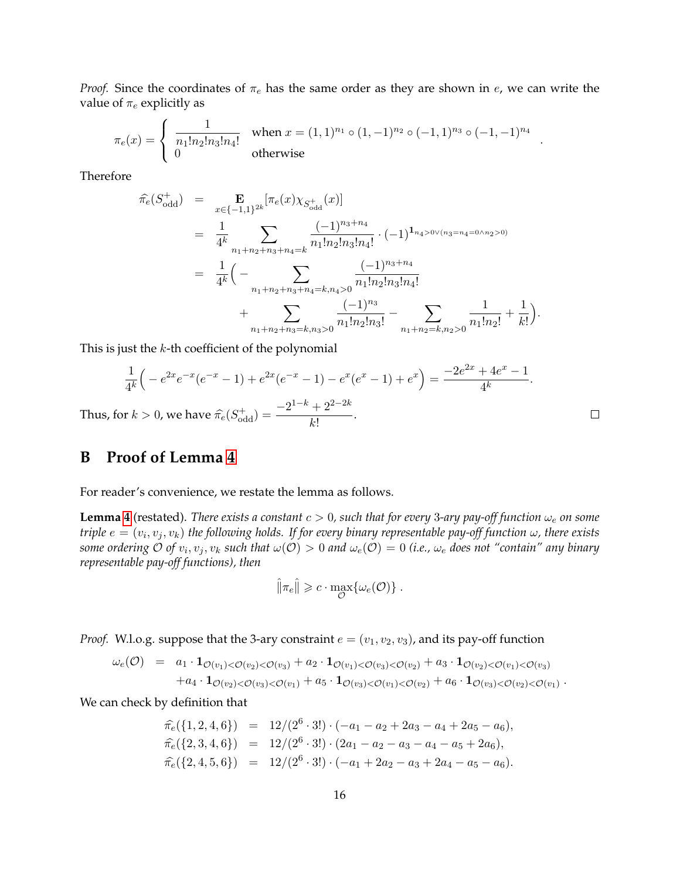*Proof.* Since the coordinates of $\pi_e$ has the same order as they are shown in $e$, we can write the value of $\pi_e$ explicitly as

$$
\pi_e(x) = \begin{cases} \dfrac{1}{n_1!n_2!n_3!n_4!} & \text{when } x = (1,1)^{n_1} \circ (1,-1)^{n_2} \circ (-1,1)^{n_3} \circ (-1,-1)^{n_4} \\ 0 & \text{otherwise} \end{cases} .
$$

Therefore

$$
\begin{aligned}
\widehat{\pi}_e(S_{\text{odd}}^+) &= \mathop{\mathbf{E}}_{x \in \{-1,1\}^{2k}} [\pi_e(x) \chi_{S_{\text{odd}}^+}(x)] \\
&= \frac{1}{4^k} \sum_{n_1+n_2+n_3+n_4=k} \frac{(-1)^{n_3+n_4}}{n_1!n_2!n_3!n_4!} \cdot (-1)^{\mathbf{1}_{n_4>0 \vee (n_3=n_4=0 \wedge n_2>0)}} \\
&= \frac{1}{4^k} \Big( - \sum_{n_1+n_2+n_3+n_4=k, n_4>0} \frac{(-1)^{n_3+n_4}}{n_1!n_2!n_3!n_4!} \\
&\qquad + \sum_{n_1+n_2+n_3=k, n_3>0} \frac{(-1)^{n_3}}{n_1!n_2!n_3!} - \sum_{n_1+n_2=k, n_2>0} \frac{1}{n_1!n_2!} + \frac{1}{k!} \Big).
\end{aligned}
$$

This is just the $k$-th coefficient of the polynomial

$$
\frac{1}{4^k} \Big( -e^{2x} e^{-x}(e^{-x}-1) + e^{2x}(e^{-x}-1) - e^x(e^x-1) + e^x \Big) = \frac{-2e^{2x} + 4e^x - 1}{4^k}.
$$

Thus, for $k > 0$, we have $\widehat{\pi}_e(S_{\text{odd}}^+) = \dfrac{-2^{1-k} + 2^{2-2k}}{k!}$. $\square$

# B Proof of Lemma 4

For reader's convenience, we restate the lemma as follows.

**Lemma 4** (restated). *There exists a constant $c > 0$, such that for every 3-ary pay-off function $\omega_e$ on some triple $e = (v_i, v_j, v_k)$ the following holds. If for every binary representable pay-off function $\omega$, there exists some ordering $\mathcal{O}$ of $v_i, v_j, v_k$ such that $\omega(\mathcal{O}) > 0$ and $\omega_e(\mathcal{O}) = 0$ (i.e., $\omega_e$ does not "contain" any binary representable pay-off functions), then*

$$
\hat{\|}\pi_e\hat{\|} \geqslant c \cdot \max_{\mathcal{O}} \{\omega_e(\mathcal{O})\} .
$$

*Proof.* W.l.o.g. suppose that the 3-ary constraint $e = (v_1, v_2, v_3)$, and its pay-off function

$$
\begin{aligned}
\omega_e(\mathcal{O}) \;\; = \;\; & a_1 \cdot \mathbf{1}_{\mathcal{O}(v_1)<\mathcal{O}(v_2)<\mathcal{O}(v_3)} + a_2 \cdot \mathbf{1}_{\mathcal{O}(v_1)<\mathcal{O}(v_3)<\mathcal{O}(v_2)} + a_3 \cdot \mathbf{1}_{\mathcal{O}(v_2)<\mathcal{O}(v_1)<\mathcal{O}(v_3)} \\
& + a_4 \cdot \mathbf{1}_{\mathcal{O}(v_2)<\mathcal{O}(v_3)<\mathcal{O}(v_1)} + a_5 \cdot \mathbf{1}_{\mathcal{O}(v_3)<\mathcal{O}(v_1)<\mathcal{O}(v_2)} + a_6 \cdot \mathbf{1}_{\mathcal{O}(v_3)<\mathcal{O}(v_2)<\mathcal{O}(v_1)} .
\end{aligned}
$$

We can check by definition that

$$
\begin{aligned}
\widehat{\pi}_e(\{1,2,4,6\}) &= 12/(2^6 \cdot 3!) \cdot (-a_1 - a_2 + 2a_3 - a_4 + 2a_5 - a_6), \\
\widehat{\pi}_e(\{2,3,4,6\}) &= 12/(2^6 \cdot 3!) \cdot (2a_1 - a_2 - a_3 - a_4 - a_5 + 2a_6), \\
\widehat{\pi}_e(\{2,4,5,6\}) &= 12/(2^6 \cdot 3!) \cdot (-a_1 + 2a_2 - a_3 + 2a_4 - a_5 - a_6).
\end{aligned}
$$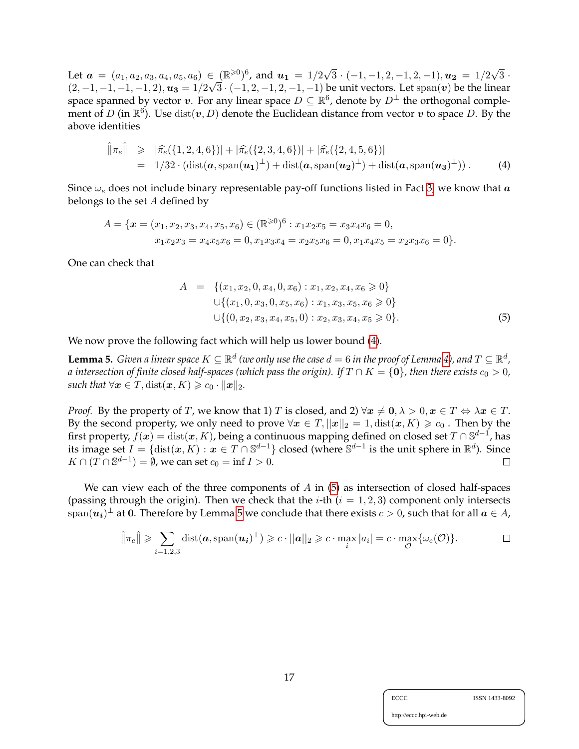Let $\boldsymbol{a} = (a_1, a_2, a_3, a_4, a_5, a_6) \in (\mathbb{R}^{\geqslant 0})^6$, and $\boldsymbol{u_1} = 1/2\sqrt{3} \cdot (-1, -1, 2, -1, 2, -1)$, $\boldsymbol{u_2} = 1/2\sqrt{3} \cdot (2, -1, -1, -1, -1, 2)$, $\boldsymbol{u_3} = 1/2\sqrt{3} \cdot (-1, 2, -1, 2, -1, -1)$ be unit vectors. Let $\mathrm{span}(\boldsymbol{v})$ be the linear space spanned by vector $\boldsymbol{v}$. For any linear space $D \subseteq \mathbb{R}^6$, denote by $D^\perp$ the orthogonal complement of $D$ (in $\mathbb{R}^6$). Use $\mathrm{dist}(\boldsymbol{v}, D)$ denote the Euclidean distance from vector $\boldsymbol{v}$ to space $D$. By the above identities

$$
\begin{aligned}
\hat{\|}\pi_e\hat{\|} &\geqslant |\widehat{\pi_e}(\{1,2,4,6\})| + |\widehat{\pi_e}(\{2,3,4,6\})| + |\widehat{\pi_e}(\{2,4,5,6\})| \\
&= 1/32 \cdot (\mathrm{dist}(\boldsymbol{a}, \mathrm{span}(\boldsymbol{u_1})^\perp) + \mathrm{dist}(\boldsymbol{a}, \mathrm{span}(\boldsymbol{u_2})^\perp) + \mathrm{dist}(\boldsymbol{a}, \mathrm{span}(\boldsymbol{u_3})^\perp)) \,. \qquad (4)
\end{aligned}
$$

Since $\omega_e$ does not include binary representable pay-off functions listed in Fact 3, we know that $\boldsymbol{a}$ belongs to the set $A$ defined by

$$
\begin{aligned}
A = \{\boldsymbol{x} = (x_1, x_2, x_3, x_4, x_5, x_6) \in (\mathbb{R}^{\geqslant 0})^6 : x_1x_2x_5 = x_3x_4x_6 = 0, \\
x_1x_2x_3 = x_4x_5x_6 = 0, x_1x_3x_4 = x_2x_5x_6 = 0, x_1x_4x_5 = x_2x_3x_6 = 0\}.
\end{aligned}
$$

One can check that

$$
\begin{aligned}
A &= \{(x_1, x_2, 0, x_4, 0, x_6) : x_1, x_2, x_4, x_6 \geqslant 0\} \\
&\cup \{(x_1, 0, x_3, 0, x_5, x_6) : x_1, x_3, x_5, x_6 \geqslant 0\} \\
&\cup \{(0, x_2, x_3, x_4, x_5, 0) : x_2, x_3, x_4, x_5 \geqslant 0\}. \qquad (5)
\end{aligned}
$$

We now prove the following fact which will help us lower bound (4).

**Lemma 5.** *Given a linear space $K \subseteq \mathbb{R}^d$ (we only use the case $d = 6$ in the proof of Lemma 4), and $T \subseteq \mathbb{R}^d$, a intersection of finite closed half-spaces (which pass the origin). If $T \cap K = \{\mathbf{0}\}$, then there exists $c_0 > 0$, such that $\forall \boldsymbol{x} \in T, \mathrm{dist}(\boldsymbol{x}, K) \geqslant c_0 \cdot \|\boldsymbol{x}\|_2$.*

*Proof.* By the property of $T$, we know that 1) $T$ is closed, and 2) $\forall \boldsymbol{x} \neq \mathbf{0}, \lambda > 0, \boldsymbol{x} \in T \Leftrightarrow \lambda \boldsymbol{x} \in T$. By the second property, we only need to prove $\forall \boldsymbol{x} \in T, ||\boldsymbol{x}||_2 = 1, \mathrm{dist}(\boldsymbol{x}, K) \geqslant c_0$ . Then by the first property, $f(\boldsymbol{x}) = \mathrm{dist}(\boldsymbol{x}, K)$, being a continuous mapping defined on closed set $T \cap \mathbb{S}^{d-1}$, has its image set $I = \{\mathrm{dist}(\boldsymbol{x}, K) : \boldsymbol{x} \in T \cap \mathbb{S}^{d-1}\}$ closed (where $\mathbb{S}^{d-1}$ is the unit sphere in $\mathbb{R}^d$). Since $K \cap (T \cap \mathbb{S}^{d-1}) = \emptyset$, we can set $c_0 = \inf I > 0$. □

We can view each of the three components of $A$ in (5) as intersection of closed half-spaces (passing through the origin). Then we check that the $i$-th ($i = 1, 2, 3$) component only intersects $\mathrm{span}(\boldsymbol{u_i})^\perp$ at $\mathbf{0}$. Therefore by Lemma 5 we conclude that there exists $c > 0$, such that for all $\boldsymbol{a} \in A$,

$$
\hat{\|}\pi_e\hat{\|} \geqslant \sum_{i=1,2,3} \mathrm{dist}(\boldsymbol{a}, \mathrm{span}(\boldsymbol{u_i})^\perp) \geqslant c \cdot ||\boldsymbol{a}||_2 \geqslant c \cdot \max_i |a_i| = c \cdot \max_{\mathcal{O}}\{\omega_e(\mathcal{O})\}. \qquad \square
$$

ECCC ISSN 1433-8092

http://eccc.hpi-web.de